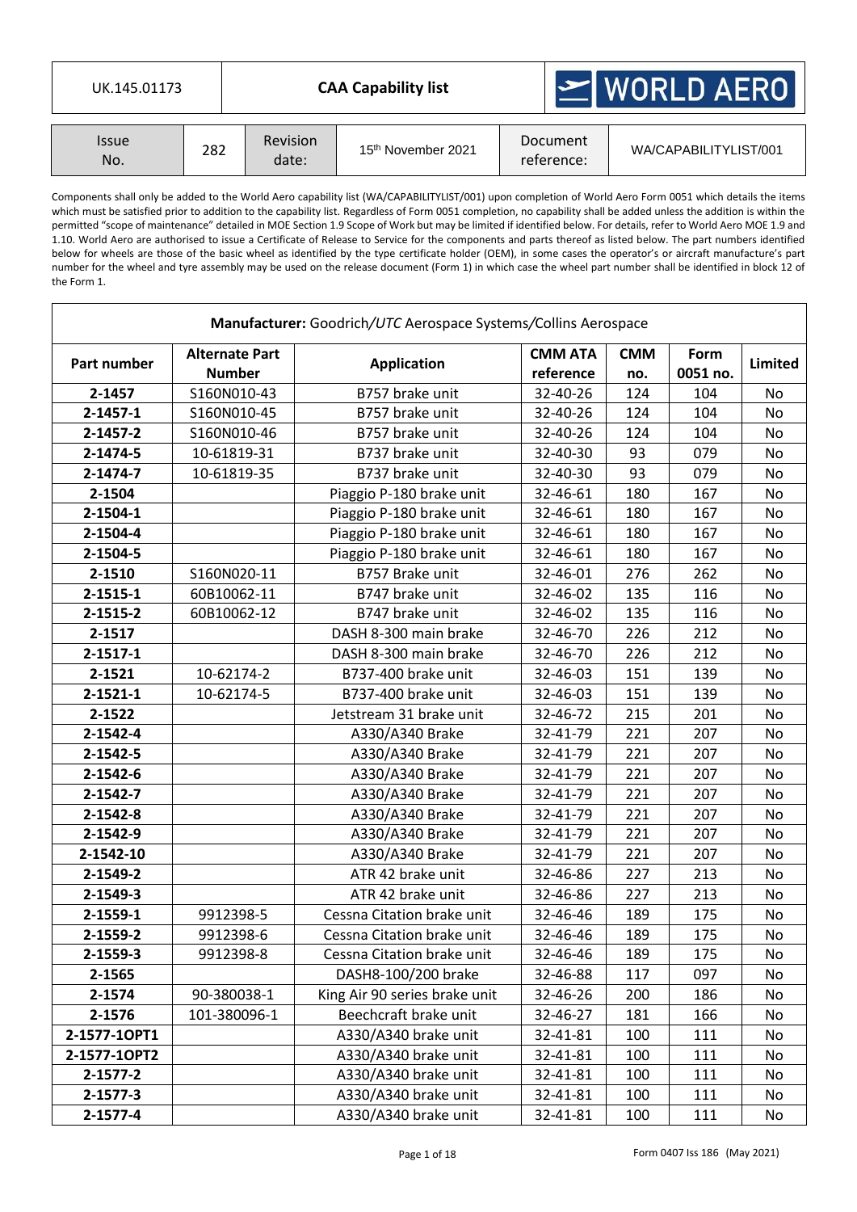| UK.145.01173 | **CAA Capability list** | WORLD AERO |
|---|---|---|

| Issue No. | 282 | Revision date: | 15th November 2021 | Document reference: | WA/CAPABILITYLIST/001 |
|---|---|---|---|---|---|

Components shall only be added to the World Aero capability list (WA/CAPABILITYLIST/001) upon completion of World Aero Form 0051 which details the items which must be satisfied prior to addition to the capability list. Regardless of Form 0051 completion, no capability shall be added unless the addition is within the permitted "scope of maintenance" detailed in MOE Section 1.9 Scope of Work but may be limited if identified below. For details, refer to World Aero MOE 1.9 and 1.10. World Aero are authorised to issue a Certificate of Release to Service for the components and parts thereof as listed below. The part numbers identified below for wheels are those of the basic wheel as identified by the type certificate holder (OEM), in some cases the operator's or aircraft manufacturer's part number for the wheel and tyre assembly may be used on the release document (Form 1) in which case the wheel part number shall be identified in block 12 of the Form 1.

**Manufacturer:** Goodrich/*UTC* Aerospace Systems/Collins Aerospace

| Part number | Alternate Part Number | Application | CMM ATA reference | CMM no. | Form 0051 no. | Limited |
|---|---|---|---|---|---|---|
| **2-1457** | S160N010-43 | B757 brake unit | 32-40-26 | 124 | 104 | No |
| **2-1457-1** | S160N010-45 | B757 brake unit | 32-40-26 | 124 | 104 | No |
| **2-1457-2** | S160N010-46 | B757 brake unit | 32-40-26 | 124 | 104 | No |
| **2-1474-5** | 10-61819-31 | B737 brake unit | 32-40-30 | 93 | 079 | No |
| **2-1474-7** | 10-61819-35 | B737 brake unit | 32-40-30 | 93 | 079 | No |
| **2-1504** | | Piaggio P-180 brake unit | 32-46-61 | 180 | 167 | No |
| **2-1504-1** | | Piaggio P-180 brake unit | 32-46-61 | 180 | 167 | No |
| **2-1504-4** | | Piaggio P-180 brake unit | 32-46-61 | 180 | 167 | No |
| **2-1504-5** | | Piaggio P-180 brake unit | 32-46-61 | 180 | 167 | No |
| **2-1510** | S160N020-11 | B757 Brake unit | 32-46-01 | 276 | 262 | No |
| **2-1515-1** | 60B10062-11 | B747 brake unit | 32-46-02 | 135 | 116 | No |
| **2-1515-2** | 60B10062-12 | B747 brake unit | 32-46-02 | 135 | 116 | No |
| **2-1517** | | DASH 8-300 main brake | 32-46-70 | 226 | 212 | No |
| **2-1517-1** | | DASH 8-300 main brake | 32-46-70 | 226 | 212 | No |
| **2-1521** | 10-62174-2 | B737-400 brake unit | 32-46-03 | 151 | 139 | No |
| **2-1521-1** | 10-62174-5 | B737-400 brake unit | 32-46-03 | 151 | 139 | No |
| **2-1522** | | Jetstream 31 brake unit | 32-46-72 | 215 | 201 | No |
| **2-1542-4** | | A330/A340 Brake | 32-41-79 | 221 | 207 | No |
| **2-1542-5** | | A330/A340 Brake | 32-41-79 | 221 | 207 | No |
| **2-1542-6** | | A330/A340 Brake | 32-41-79 | 221 | 207 | No |
| **2-1542-7** | | A330/A340 Brake | 32-41-79 | 221 | 207 | No |
| **2-1542-8** | | A330/A340 Brake | 32-41-79 | 221 | 207 | No |
| **2-1542-9** | | A330/A340 Brake | 32-41-79 | 221 | 207 | No |
| **2-1542-10** | | A330/A340 Brake | 32-41-79 | 221 | 207 | No |
| **2-1549-2** | | ATR 42 brake unit | 32-46-86 | 227 | 213 | No |
| **2-1549-3** | | ATR 42 brake unit | 32-46-86 | 227 | 213 | No |
| **2-1559-1** | 9912398-5 | Cessna Citation brake unit | 32-46-46 | 189 | 175 | No |
| **2-1559-2** | 9912398-6 | Cessna Citation brake unit | 32-46-46 | 189 | 175 | No |
| **2-1559-3** | 9912398-8 | Cessna Citation brake unit | 32-46-46 | 189 | 175 | No |
| **2-1565** | | DASH8-100/200 brake | 32-46-88 | 117 | 097 | No |
| **2-1574** | 90-380038-1 | King Air 90 series brake unit | 32-46-26 | 200 | 186 | No |
| **2-1576** | 101-380096-1 | Beechcraft brake unit | 32-46-27 | 181 | 166 | No |
| **2-1577-1OPT1** | | A330/A340 brake unit | 32-41-81 | 100 | 111 | No |
| **2-1577-1OPT2** | | A330/A340 brake unit | 32-41-81 | 100 | 111 | No |
| **2-1577-2** | | A330/A340 brake unit | 32-41-81 | 100 | 111 | No |
| **2-1577-3** | | A330/A340 brake unit | 32-41-81 | 100 | 111 | No |
| **2-1577-4** | | A330/A340 brake unit | 32-41-81 | 100 | 111 | No |

Form 0407 Iss 186 (May 2021)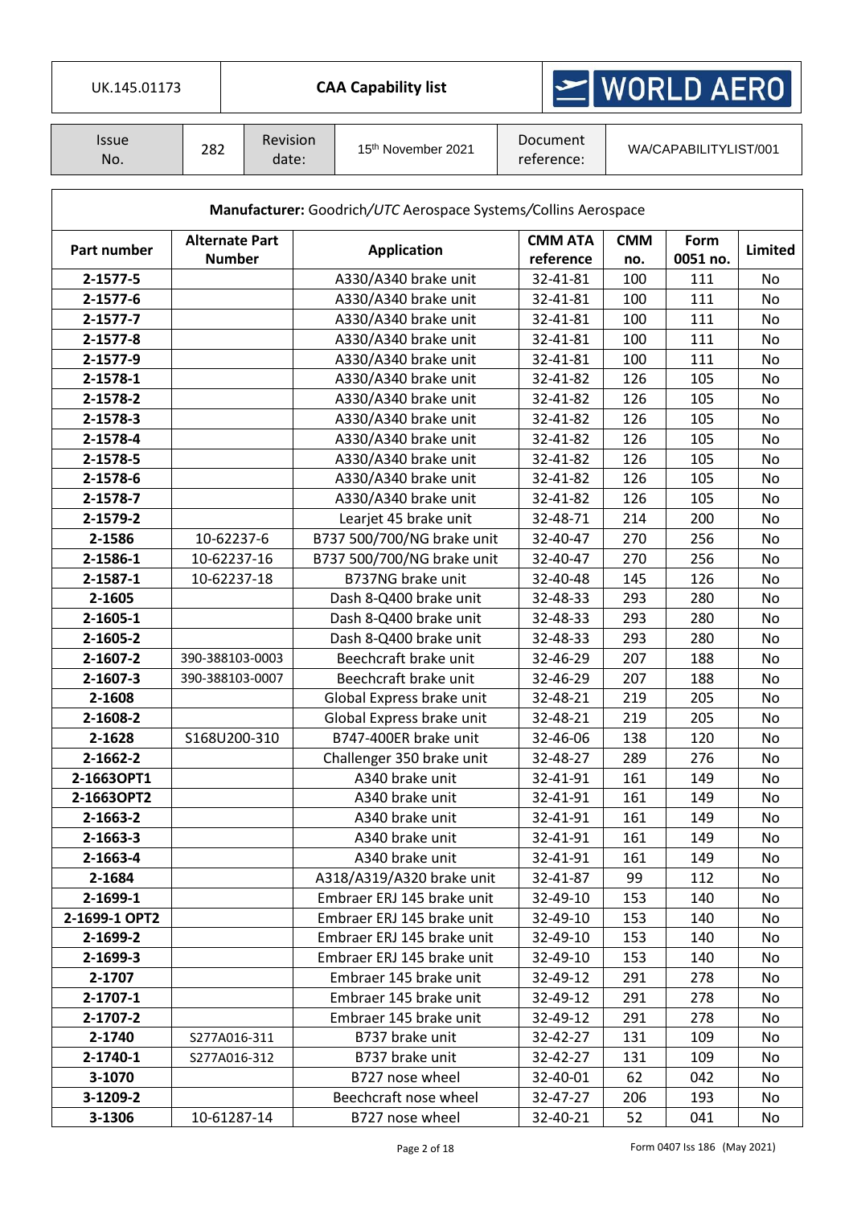| UK.145.01173 | **CAA Capability list** | WORLD AERO |
|---|---|---|

| Issue No. | 282 | Revision date: | 15th November 2021 | Document reference: | WA/CAPABILITYLIST/001 |
|---|---|---|---|---|---|

**Manufacturer:** Goodrich/*UTC* Aerospace Systems/Collins Aerospace

| Part number | Alternate Part Number | Application | CMM ATA reference | CMM no. | Form 0051 no. | Limited |
|---|---|---|---|---|---|---|
| **2-1577-5** | | A330/A340 brake unit | 32-41-81 | 100 | 111 | No |
| **2-1577-6** | | A330/A340 brake unit | 32-41-81 | 100 | 111 | No |
| **2-1577-7** | | A330/A340 brake unit | 32-41-81 | 100 | 111 | No |
| **2-1577-8** | | A330/A340 brake unit | 32-41-81 | 100 | 111 | No |
| **2-1577-9** | | A330/A340 brake unit | 32-41-81 | 100 | 111 | No |
| **2-1578-1** | | A330/A340 brake unit | 32-41-82 | 126 | 105 | No |
| **2-1578-2** | | A330/A340 brake unit | 32-41-82 | 126 | 105 | No |
| **2-1578-3** | | A330/A340 brake unit | 32-41-82 | 126 | 105 | No |
| **2-1578-4** | | A330/A340 brake unit | 32-41-82 | 126 | 105 | No |
| **2-1578-5** | | A330/A340 brake unit | 32-41-82 | 126 | 105 | No |
| **2-1578-6** | | A330/A340 brake unit | 32-41-82 | 126 | 105 | No |
| **2-1578-7** | | A330/A340 brake unit | 32-41-82 | 126 | 105 | No |
| **2-1579-2** | | Learjet 45 brake unit | 32-48-71 | 214 | 200 | No |
| **2-1586** | 10-62237-6 | B737 500/700/NG brake unit | 32-40-47 | 270 | 256 | No |
| **2-1586-1** | 10-62237-16 | B737 500/700/NG brake unit | 32-40-47 | 270 | 256 | No |
| **2-1587-1** | 10-62237-18 | B737NG brake unit | 32-40-48 | 145 | 126 | No |
| **2-1605** | | Dash 8-Q400 brake unit | 32-48-33 | 293 | 280 | No |
| **2-1605-1** | | Dash 8-Q400 brake unit | 32-48-33 | 293 | 280 | No |
| **2-1605-2** | | Dash 8-Q400 brake unit | 32-48-33 | 293 | 280 | No |
| **2-1607-2** | 390-388103-0003 | Beechcraft brake unit | 32-46-29 | 207 | 188 | No |
| **2-1607-3** | 390-388103-0007 | Beechcraft brake unit | 32-46-29 | 207 | 188 | No |
| **2-1608** | | Global Express brake unit | 32-48-21 | 219 | 205 | No |
| **2-1608-2** | | Global Express brake unit | 32-48-21 | 219 | 205 | No |
| **2-1628** | S168U200-310 | B747-400ER brake unit | 32-46-06 | 138 | 120 | No |
| **2-1662-2** | | Challenger 350 brake unit | 32-48-27 | 289 | 276 | No |
| **2-1663OPT1** | | A340 brake unit | 32-41-91 | 161 | 149 | No |
| **2-1663OPT2** | | A340 brake unit | 32-41-91 | 161 | 149 | No |
| **2-1663-2** | | A340 brake unit | 32-41-91 | 161 | 149 | No |
| **2-1663-3** | | A340 brake unit | 32-41-91 | 161 | 149 | No |
| **2-1663-4** | | A340 brake unit | 32-41-91 | 161 | 149 | No |
| **2-1684** | | A318/A319/A320 brake unit | 32-41-87 | 99 | 112 | No |
| **2-1699-1** | | Embraer ERJ 145 brake unit | 32-49-10 | 153 | 140 | No |
| **2-1699-1 OPT2** | | Embraer ERJ 145 brake unit | 32-49-10 | 153 | 140 | No |
| **2-1699-2** | | Embraer ERJ 145 brake unit | 32-49-10 | 153 | 140 | No |
| **2-1699-3** | | Embraer ERJ 145 brake unit | 32-49-10 | 153 | 140 | No |
| **2-1707** | | Embraer 145 brake unit | 32-49-12 | 291 | 278 | No |
| **2-1707-1** | | Embraer 145 brake unit | 32-49-12 | 291 | 278 | No |
| **2-1707-2** | | Embraer 145 brake unit | 32-49-12 | 291 | 278 | No |
| **2-1740** | S277A016-311 | B737 brake unit | 32-42-27 | 131 | 109 | No |
| **2-1740-1** | S277A016-312 | B737 brake unit | 32-42-27 | 131 | 109 | No |
| **3-1070** | | B727 nose wheel | 32-40-01 | 62 | 042 | No |
| **3-1209-2** | | Beechcraft nose wheel | 32-47-27 | 206 | 193 | No |
| **3-1306** | 10-61287-14 | B727 nose wheel | 32-40-21 | 52 | 041 | No |

Form 0407 Iss 186 (May 2021)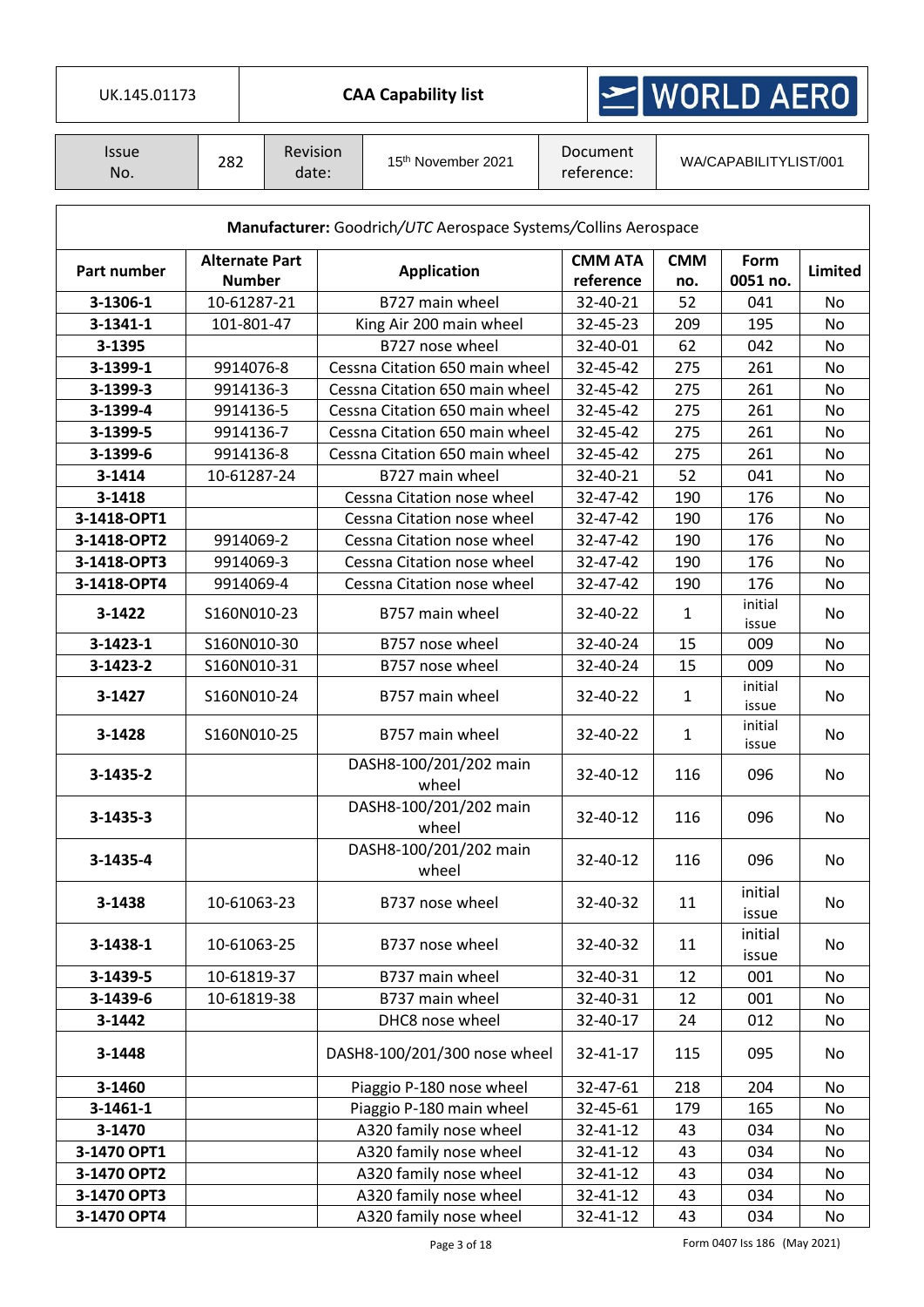| UK.145.01173 | **CAA Capability list** | WORLD AERO |
|---|---|---|

| Issue No. | 282 | Revision date: | 15th November 2021 | Document reference: | WA/CAPABILITYLIST/001 |
|---|---|---|---|---|---|

**Manufacturer:** Goodrich/*UTC* Aerospace Systems/Collins Aerospace

| Part number | Alternate Part Number | Application | CMM ATA reference | CMM no. | Form 0051 no. | Limited |
|---|---|---|---|---|---|---|
| **3-1306-1** | 10-61287-21 | B727 main wheel | 32-40-21 | 52 | 041 | No |
| **3-1341-1** | 101-801-47 | King Air 200 main wheel | 32-45-23 | 209 | 195 | No |
| **3-1395** | | B727 nose wheel | 32-40-01 | 62 | 042 | No |
| **3-1399-1** | 9914076-8 | Cessna Citation 650 main wheel | 32-45-42 | 275 | 261 | No |
| **3-1399-3** | 9914136-3 | Cessna Citation 650 main wheel | 32-45-42 | 275 | 261 | No |
| **3-1399-4** | 9914136-5 | Cessna Citation 650 main wheel | 32-45-42 | 275 | 261 | No |
| **3-1399-5** | 9914136-7 | Cessna Citation 650 main wheel | 32-45-42 | 275 | 261 | No |
| **3-1399-6** | 9914136-8 | Cessna Citation 650 main wheel | 32-45-42 | 275 | 261 | No |
| **3-1414** | 10-61287-24 | B727 main wheel | 32-40-21 | 52 | 041 | No |
| **3-1418** | | Cessna Citation nose wheel | 32-47-42 | 190 | 176 | No |
| **3-1418-OPT1** | | Cessna Citation nose wheel | 32-47-42 | 190 | 176 | No |
| **3-1418-OPT2** | 9914069-2 | Cessna Citation nose wheel | 32-47-42 | 190 | 176 | No |
| **3-1418-OPT3** | 9914069-3 | Cessna Citation nose wheel | 32-47-42 | 190 | 176 | No |
| **3-1418-OPT4** | 9914069-4 | Cessna Citation nose wheel | 32-47-42 | 190 | 176 | No |
| **3-1422** | S160N010-23 | B757 main wheel | 32-40-22 | 1 | initial issue | No |
| **3-1423-1** | S160N010-30 | B757 nose wheel | 32-40-24 | 15 | 009 | No |
| **3-1423-2** | S160N010-31 | B757 nose wheel | 32-40-24 | 15 | 009 | No |
| **3-1427** | S160N010-24 | B757 main wheel | 32-40-22 | 1 | initial issue | No |
| **3-1428** | S160N010-25 | B757 main wheel | 32-40-22 | 1 | initial issue | No |
| **3-1435-2** | | DASH8-100/201/202 main wheel | 32-40-12 | 116 | 096 | No |
| **3-1435-3** | | DASH8-100/201/202 main wheel | 32-40-12 | 116 | 096 | No |
| **3-1435-4** | | DASH8-100/201/202 main wheel | 32-40-12 | 116 | 096 | No |
| **3-1438** | 10-61063-23 | B737 nose wheel | 32-40-32 | 11 | initial issue | No |
| **3-1438-1** | 10-61063-25 | B737 nose wheel | 32-40-32 | 11 | initial issue | No |
| **3-1439-5** | 10-61819-37 | B737 main wheel | 32-40-31 | 12 | 001 | No |
| **3-1439-6** | 10-61819-38 | B737 main wheel | 32-40-31 | 12 | 001 | No |
| **3-1442** | | DHC8 nose wheel | 32-40-17 | 24 | 012 | No |
| **3-1448** | | DASH8-100/201/300 nose wheel | 32-41-17 | 115 | 095 | No |
| **3-1460** | | Piaggio P-180 nose wheel | 32-47-61 | 218 | 204 | No |
| **3-1461-1** | | Piaggio P-180 main wheel | 32-45-61 | 179 | 165 | No |
| **3-1470** | | A320 family nose wheel | 32-41-12 | 43 | 034 | No |
| **3-1470 OPT1** | | A320 family nose wheel | 32-41-12 | 43 | 034 | No |
| **3-1470 OPT2** | | A320 family nose wheel | 32-41-12 | 43 | 034 | No |
| **3-1470 OPT3** | | A320 family nose wheel | 32-41-12 | 43 | 034 | No |
| **3-1470 OPT4** | | A320 family nose wheel | 32-41-12 | 43 | 034 | No |

Form 0407 Iss 186 (May 2021)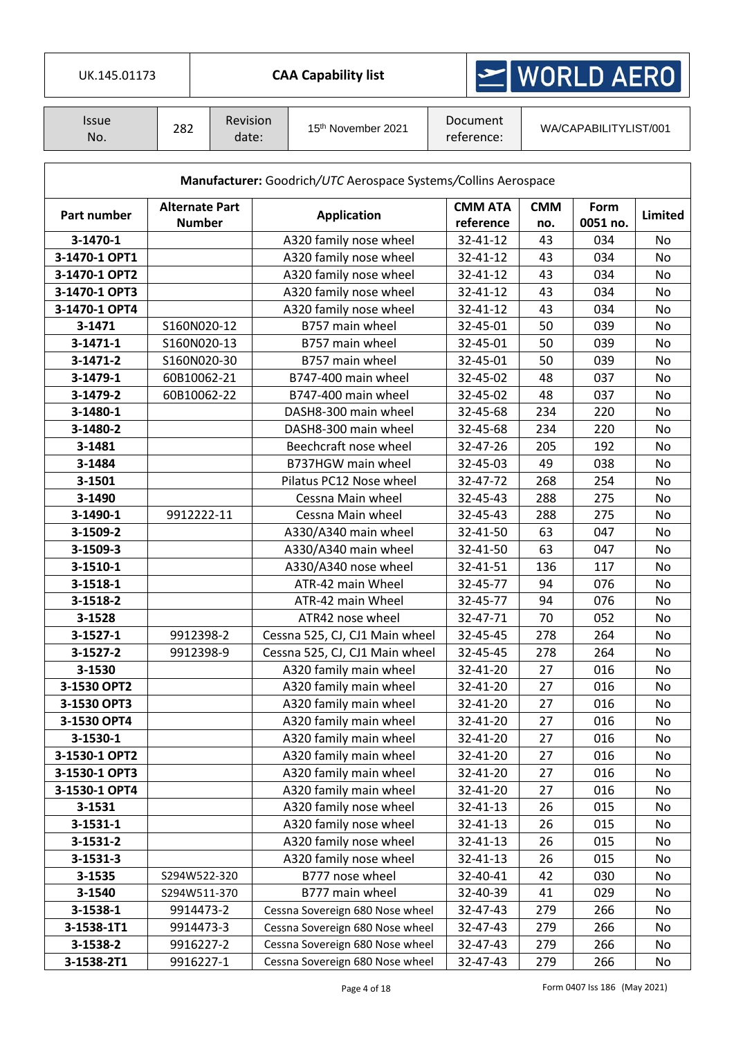| UK.145.01173 | **CAA Capability list** | WORLD AERO |
|---|---|---|

| Issue No. | 282 | Revision date: | 15th November 2021 | Document reference: | WA/CAPABILITYLIST/001 |
|---|---|---|---|---|---|

**Manufacturer:** Goodrich/*UTC* Aerospace Systems/Collins Aerospace

| Part number | Alternate Part Number | Application | CMM ATA reference | CMM no. | Form 0051 no. | Limited |
|---|---|---|---|---|---|---|
| **3-1470-1** | | A320 family nose wheel | 32-41-12 | 43 | 034 | No |
| **3-1470-1 OPT1** | | A320 family nose wheel | 32-41-12 | 43 | 034 | No |
| **3-1470-1 OPT2** | | A320 family nose wheel | 32-41-12 | 43 | 034 | No |
| **3-1470-1 OPT3** | | A320 family nose wheel | 32-41-12 | 43 | 034 | No |
| **3-1470-1 OPT4** | | A320 family nose wheel | 32-41-12 | 43 | 034 | No |
| **3-1471** | S160N020-12 | B757 main wheel | 32-45-01 | 50 | 039 | No |
| **3-1471-1** | S160N020-13 | B757 main wheel | 32-45-01 | 50 | 039 | No |
| **3-1471-2** | S160N020-30 | B757 main wheel | 32-45-01 | 50 | 039 | No |
| **3-1479-1** | 60B10062-21 | B747-400 main wheel | 32-45-02 | 48 | 037 | No |
| **3-1479-2** | 60B10062-22 | B747-400 main wheel | 32-45-02 | 48 | 037 | No |
| **3-1480-1** | | DASH8-300 main wheel | 32-45-68 | 234 | 220 | No |
| **3-1480-2** | | DASH8-300 main wheel | 32-45-68 | 234 | 220 | No |
| **3-1481** | | Beechcraft nose wheel | 32-47-26 | 205 | 192 | No |
| **3-1484** | | B737HGW main wheel | 32-45-03 | 49 | 038 | No |
| **3-1501** | | Pilatus PC12 Nose wheel | 32-47-72 | 268 | 254 | No |
| **3-1490** | | Cessna Main wheel | 32-45-43 | 288 | 275 | No |
| **3-1490-1** | 9912222-11 | Cessna Main wheel | 32-45-43 | 288 | 275 | No |
| **3-1509-2** | | A330/A340 main wheel | 32-41-50 | 63 | 047 | No |
| **3-1509-3** | | A330/A340 main wheel | 32-41-50 | 63 | 047 | No |
| **3-1510-1** | | A330/A340 nose wheel | 32-41-51 | 136 | 117 | No |
| **3-1518-1** | | ATR-42 main Wheel | 32-45-77 | 94 | 076 | No |
| **3-1518-2** | | ATR-42 main Wheel | 32-45-77 | 94 | 076 | No |
| **3-1528** | | ATR42 nose wheel | 32-47-71 | 70 | 052 | No |
| **3-1527-1** | 9912398-2 | Cessna 525, CJ, CJ1 Main wheel | 32-45-45 | 278 | 264 | No |
| **3-1527-2** | 9912398-9 | Cessna 525, CJ, CJ1 Main wheel | 32-45-45 | 278 | 264 | No |
| **3-1530** | | A320 family main wheel | 32-41-20 | 27 | 016 | No |
| **3-1530 OPT2** | | A320 family main wheel | 32-41-20 | 27 | 016 | No |
| **3-1530 OPT3** | | A320 family main wheel | 32-41-20 | 27 | 016 | No |
| **3-1530 OPT4** | | A320 family main wheel | 32-41-20 | 27 | 016 | No |
| **3-1530-1** | | A320 family main wheel | 32-41-20 | 27 | 016 | No |
| **3-1530-1 OPT2** | | A320 family main wheel | 32-41-20 | 27 | 016 | No |
| **3-1530-1 OPT3** | | A320 family main wheel | 32-41-20 | 27 | 016 | No |
| **3-1530-1 OPT4** | | A320 family main wheel | 32-41-20 | 27 | 016 | No |
| **3-1531** | | A320 family nose wheel | 32-41-13 | 26 | 015 | No |
| **3-1531-1** | | A320 family nose wheel | 32-41-13 | 26 | 015 | No |
| **3-1531-2** | | A320 family nose wheel | 32-41-13 | 26 | 015 | No |
| **3-1531-3** | | A320 family nose wheel | 32-41-13 | 26 | 015 | No |
| **3-1535** | S294W522-320 | B777 nose wheel | 32-40-41 | 42 | 030 | No |
| **3-1540** | S294W511-370 | B777 main wheel | 32-40-39 | 41 | 029 | No |
| **3-1538-1** | 9914473-2 | Cessna Sovereign 680 Nose wheel | 32-47-43 | 279 | 266 | No |
| **3-1538-1T1** | 9914473-3 | Cessna Sovereign 680 Nose wheel | 32-47-43 | 279 | 266 | No |
| **3-1538-2** | 9916227-2 | Cessna Sovereign 680 Nose wheel | 32-47-43 | 279 | 266 | No |
| **3-1538-2T1** | 9916227-1 | Cessna Sovereign 680 Nose wheel | 32-47-43 | 279 | 266 | No |

Form 0407 Iss 186 (May 2021)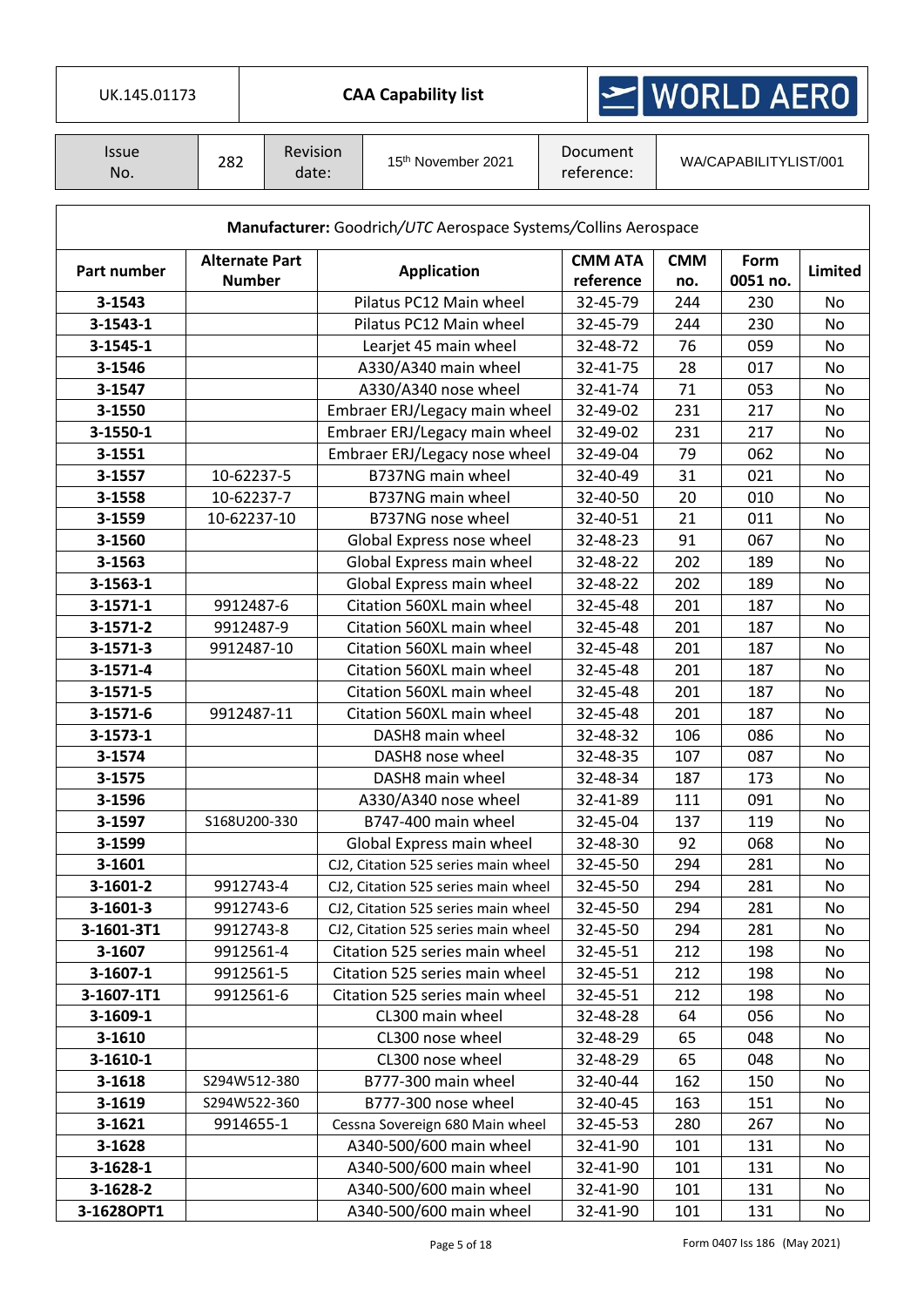| UK.145.01173 | **CAA Capability list** | WORLD AERO |
|---|---|---|

| Issue No. | 282 | Revision date: | 15th November 2021 | Document reference: | WA/CAPABILITYLIST/001 |
|---|---|---|---|---|---|

**Manufacturer:** Goodrich/*UTC* Aerospace Systems/Collins Aerospace

| Part number | Alternate Part Number | Application | CMM ATA reference | CMM no. | Form 0051 no. | Limited |
|---|---|---|---|---|---|---|
| **3-1543** | | Pilatus PC12 Main wheel | 32-45-79 | 244 | 230 | No |
| **3-1543-1** | | Pilatus PC12 Main wheel | 32-45-79 | 244 | 230 | No |
| **3-1545-1** | | Learjet 45 main wheel | 32-48-72 | 76 | 059 | No |
| **3-1546** | | A330/A340 main wheel | 32-41-75 | 28 | 017 | No |
| **3-1547** | | A330/A340 nose wheel | 32-41-74 | 71 | 053 | No |
| **3-1550** | | Embraer ERJ/Legacy main wheel | 32-49-02 | 231 | 217 | No |
| **3-1550-1** | | Embraer ERJ/Legacy main wheel | 32-49-02 | 231 | 217 | No |
| **3-1551** | | Embraer ERJ/Legacy nose wheel | 32-49-04 | 79 | 062 | No |
| **3-1557** | 10-62237-5 | B737NG main wheel | 32-40-49 | 31 | 021 | No |
| **3-1558** | 10-62237-7 | B737NG main wheel | 32-40-50 | 20 | 010 | No |
| **3-1559** | 10-62237-10 | B737NG nose wheel | 32-40-51 | 21 | 011 | No |
| **3-1560** | | Global Express nose wheel | 32-48-23 | 91 | 067 | No |
| **3-1563** | | Global Express main wheel | 32-48-22 | 202 | 189 | No |
| **3-1563-1** | | Global Express main wheel | 32-48-22 | 202 | 189 | No |
| **3-1571-1** | 9912487-6 | Citation 560XL main wheel | 32-45-48 | 201 | 187 | No |
| **3-1571-2** | 9912487-9 | Citation 560XL main wheel | 32-45-48 | 201 | 187 | No |
| **3-1571-3** | 9912487-10 | Citation 560XL main wheel | 32-45-48 | 201 | 187 | No |
| **3-1571-4** | | Citation 560XL main wheel | 32-45-48 | 201 | 187 | No |
| **3-1571-5** | | Citation 560XL main wheel | 32-45-48 | 201 | 187 | No |
| **3-1571-6** | 9912487-11 | Citation 560XL main wheel | 32-45-48 | 201 | 187 | No |
| **3-1573-1** | | DASH8 main wheel | 32-48-32 | 106 | 086 | No |
| **3-1574** | | DASH8 nose wheel | 32-48-35 | 107 | 087 | No |
| **3-1575** | | DASH8 main wheel | 32-48-34 | 187 | 173 | No |
| **3-1596** | | A330/A340 nose wheel | 32-41-89 | 111 | 091 | No |
| **3-1597** | S168U200-330 | B747-400 main wheel | 32-45-04 | 137 | 119 | No |
| **3-1599** | | Global Express main wheel | 32-48-30 | 92 | 068 | No |
| **3-1601** | | CJ2, Citation 525 series main wheel | 32-45-50 | 294 | 281 | No |
| **3-1601-2** | 9912743-4 | CJ2, Citation 525 series main wheel | 32-45-50 | 294 | 281 | No |
| **3-1601-3** | 9912743-6 | CJ2, Citation 525 series main wheel | 32-45-50 | 294 | 281 | No |
| **3-1601-3T1** | 9912743-8 | CJ2, Citation 525 series main wheel | 32-45-50 | 294 | 281 | No |
| **3-1607** | 9912561-4 | Citation 525 series main wheel | 32-45-51 | 212 | 198 | No |
| **3-1607-1** | 9912561-5 | Citation 525 series main wheel | 32-45-51 | 212 | 198 | No |
| **3-1607-1T1** | 9912561-6 | Citation 525 series main wheel | 32-45-51 | 212 | 198 | No |
| **3-1609-1** | | CL300 main wheel | 32-48-28 | 64 | 056 | No |
| **3-1610** | | CL300 nose wheel | 32-48-29 | 65 | 048 | No |
| **3-1610-1** | | CL300 nose wheel | 32-48-29 | 65 | 048 | No |
| **3-1618** | S294W512-380 | B777-300 main wheel | 32-40-44 | 162 | 150 | No |
| **3-1619** | S294W522-360 | B777-300 nose wheel | 32-40-45 | 163 | 151 | No |
| **3-1621** | 9914655-1 | Cessna Sovereign 680 Main wheel | 32-45-53 | 280 | 267 | No |
| **3-1628** | | A340-500/600 main wheel | 32-41-90 | 101 | 131 | No |
| **3-1628-1** | | A340-500/600 main wheel | 32-41-90 | 101 | 131 | No |
| **3-1628-2** | | A340-500/600 main wheel | 32-41-90 | 101 | 131 | No |
| **3-1628OPT1** | | A340-500/600 main wheel | 32-41-90 | 101 | 131 | No |

Form 0407 Iss 186 (May 2021)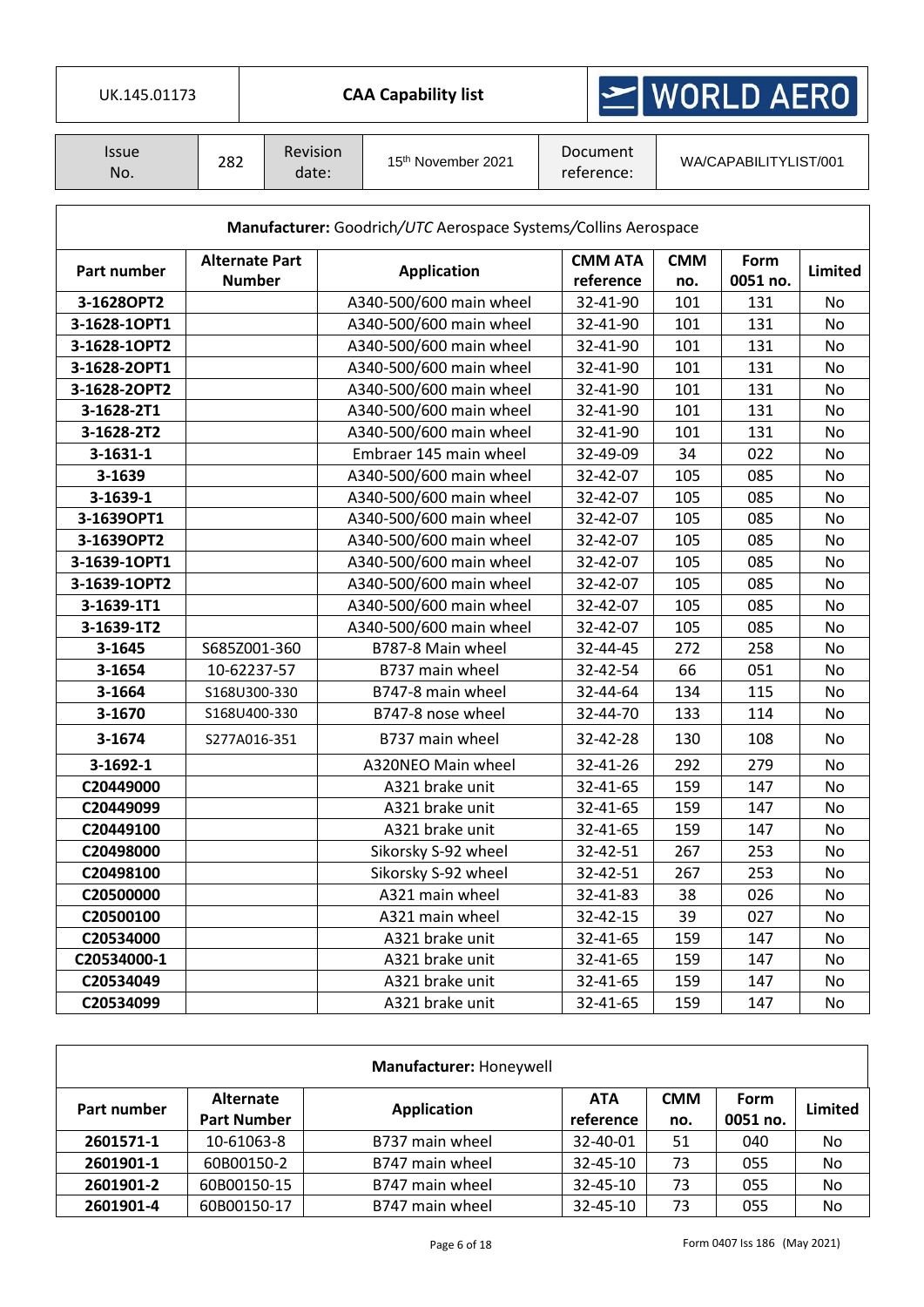| UK.145.01173 | **CAA Capability list** | WORLD AERO |
|---|---|---|

| Issue No. | 282 | Revision date: | 15th November 2021 | Document reference: | WA/CAPABILITYLIST/001 |
|---|---|---|---|---|---|

**Manufacturer:** Goodrich/*UTC* Aerospace Systems/Collins Aerospace

| Part number | Alternate Part Number | Application | CMM ATA reference | CMM no. | Form 0051 no. | Limited |
|---|---|---|---|---|---|---|
| **3-1628OPT2** | | A340-500/600 main wheel | 32-41-90 | 101 | 131 | No |
| **3-1628-1OPT1** | | A340-500/600 main wheel | 32-41-90 | 101 | 131 | No |
| **3-1628-1OPT2** | | A340-500/600 main wheel | 32-41-90 | 101 | 131 | No |
| **3-1628-2OPT1** | | A340-500/600 main wheel | 32-41-90 | 101 | 131 | No |
| **3-1628-2OPT2** | | A340-500/600 main wheel | 32-41-90 | 101 | 131 | No |
| **3-1628-2T1** | | A340-500/600 main wheel | 32-41-90 | 101 | 131 | No |
| **3-1628-2T2** | | A340-500/600 main wheel | 32-41-90 | 101 | 131 | No |
| **3-1631-1** | | Embraer 145 main wheel | 32-49-09 | 34 | 022 | No |
| **3-1639** | | A340-500/600 main wheel | 32-42-07 | 105 | 085 | No |
| **3-1639-1** | | A340-500/600 main wheel | 32-42-07 | 105 | 085 | No |
| **3-1639OPT1** | | A340-500/600 main wheel | 32-42-07 | 105 | 085 | No |
| **3-1639OPT2** | | A340-500/600 main wheel | 32-42-07 | 105 | 085 | No |
| **3-1639-1OPT1** | | A340-500/600 main wheel | 32-42-07 | 105 | 085 | No |
| **3-1639-1OPT2** | | A340-500/600 main wheel | 32-42-07 | 105 | 085 | No |
| **3-1639-1T1** | | A340-500/600 main wheel | 32-42-07 | 105 | 085 | No |
| **3-1639-1T2** | | A340-500/600 main wheel | 32-42-07 | 105 | 085 | No |
| **3-1645** | S685Z001-360 | B787-8 Main wheel | 32-44-45 | 272 | 258 | No |
| **3-1654** | 10-62237-57 | B737 main wheel | 32-42-54 | 66 | 051 | No |
| **3-1664** | S168U300-330 | B747-8 main wheel | 32-44-64 | 134 | 115 | No |
| **3-1670** | S168U400-330 | B747-8 nose wheel | 32-44-70 | 133 | 114 | No |
| **3-1674** | S277A016-351 | B737 main wheel | 32-42-28 | 130 | 108 | No |
| **3-1692-1** | | A320NEO Main wheel | 32-41-26 | 292 | 279 | No |
| **C20449000** | | A321 brake unit | 32-41-65 | 159 | 147 | No |
| **C20449099** | | A321 brake unit | 32-41-65 | 159 | 147 | No |
| **C20449100** | | A321 brake unit | 32-41-65 | 159 | 147 | No |
| **C20498000** | | Sikorsky S-92 wheel | 32-42-51 | 267 | 253 | No |
| **C20498100** | | Sikorsky S-92 wheel | 32-42-51 | 267 | 253 | No |
| **C20500000** | | A321 main wheel | 32-41-83 | 38 | 026 | No |
| **C20500100** | | A321 main wheel | 32-42-15 | 39 | 027 | No |
| **C20534000** | | A321 brake unit | 32-41-65 | 159 | 147 | No |
| **C20534000-1** | | A321 brake unit | 32-41-65 | 159 | 147 | No |
| **C20534049** | | A321 brake unit | 32-41-65 | 159 | 147 | No |
| **C20534099** | | A321 brake unit | 32-41-65 | 159 | 147 | No |

**Manufacturer:** Honeywell

| Part number | Alternate Part Number | Application | ATA reference | CMM no. | Form 0051 no. | Limited |
|---|---|---|---|---|---|---|
| **2601571-1** | 10-61063-8 | B737 main wheel | 32-40-01 | 51 | 040 | No |
| **2601901-1** | 60B00150-2 | B747 main wheel | 32-45-10 | 73 | 055 | No |
| **2601901-2** | 60B00150-15 | B747 main wheel | 32-45-10 | 73 | 055 | No |
| **2601901-4** | 60B00150-17 | B747 main wheel | 32-45-10 | 73 | 055 | No |

Form 0407 Iss 186 (May 2021)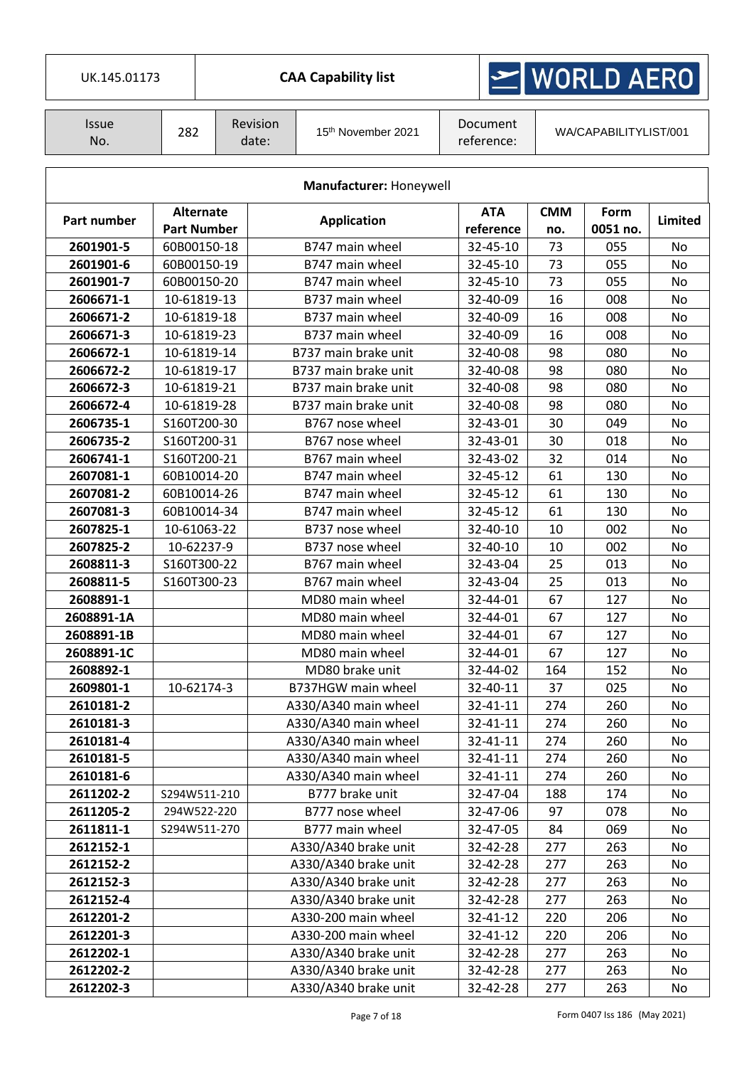| UK.145.01173 | CAA Capability list | WORLD AERO |
|---|---|---|

| Issue No. | 282 | Revision date: | 15th November 2021 | Document reference: | WA/CAPABILITYLIST/001 |
|---|---|---|---|---|---|

**Manufacturer:** Honeywell

| Part number | Alternate Part Number | Application | ATA reference | CMM no. | Form 0051 no. | Limited |
|---|---|---|---|---|---|---|
| **2601901-5** | 60B00150-18 | B747 main wheel | 32-45-10 | 73 | 055 | No |
| **2601901-6** | 60B00150-19 | B747 main wheel | 32-45-10 | 73 | 055 | No |
| **2601901-7** | 60B00150-20 | B747 main wheel | 32-45-10 | 73 | 055 | No |
| **2606671-1** | 10-61819-13 | B737 main wheel | 32-40-09 | 16 | 008 | No |
| **2606671-2** | 10-61819-18 | B737 main wheel | 32-40-09 | 16 | 008 | No |
| **2606671-3** | 10-61819-23 | B737 main wheel | 32-40-09 | 16 | 008 | No |
| **2606672-1** | 10-61819-14 | B737 main brake unit | 32-40-08 | 98 | 080 | No |
| **2606672-2** | 10-61819-17 | B737 main brake unit | 32-40-08 | 98 | 080 | No |
| **2606672-3** | 10-61819-21 | B737 main brake unit | 32-40-08 | 98 | 080 | No |
| **2606672-4** | 10-61819-28 | B737 main brake unit | 32-40-08 | 98 | 080 | No |
| **2606735-1** | S160T200-30 | B767 nose wheel | 32-43-01 | 30 | 049 | No |
| **2606735-2** | S160T200-31 | B767 nose wheel | 32-43-01 | 30 | 018 | No |
| **2606741-1** | S160T200-21 | B767 main wheel | 32-43-02 | 32 | 014 | No |
| **2607081-1** | 60B10014-20 | B747 main wheel | 32-45-12 | 61 | 130 | No |
| **2607081-2** | 60B10014-26 | B747 main wheel | 32-45-12 | 61 | 130 | No |
| **2607081-3** | 60B10014-34 | B747 main wheel | 32-45-12 | 61 | 130 | No |
| **2607825-1** | 10-61063-22 | B737 nose wheel | 32-40-10 | 10 | 002 | No |
| **2607825-2** | 10-62237-9 | B737 nose wheel | 32-40-10 | 10 | 002 | No |
| **2608811-3** | S160T300-22 | B767 main wheel | 32-43-04 | 25 | 013 | No |
| **2608811-5** | S160T300-23 | B767 main wheel | 32-43-04 | 25 | 013 | No |
| **2608891-1** | | MD80 main wheel | 32-44-01 | 67 | 127 | No |
| **2608891-1A** | | MD80 main wheel | 32-44-01 | 67 | 127 | No |
| **2608891-1B** | | MD80 main wheel | 32-44-01 | 67 | 127 | No |
| **2608891-1C** | | MD80 main wheel | 32-44-01 | 67 | 127 | No |
| **2608892-1** | | MD80 brake unit | 32-44-02 | 164 | 152 | No |
| **2609801-1** | 10-62174-3 | B737HGW main wheel | 32-40-11 | 37 | 025 | No |
| **2610181-2** | | A330/A340 main wheel | 32-41-11 | 274 | 260 | No |
| **2610181-3** | | A330/A340 main wheel | 32-41-11 | 274 | 260 | No |
| **2610181-4** | | A330/A340 main wheel | 32-41-11 | 274 | 260 | No |
| **2610181-5** | | A330/A340 main wheel | 32-41-11 | 274 | 260 | No |
| **2610181-6** | | A330/A340 main wheel | 32-41-11 | 274 | 260 | No |
| **2611202-2** | S294W511-210 | B777 brake unit | 32-47-04 | 188 | 174 | No |
| **2611205-2** | 294W522-220 | B777 nose wheel | 32-47-06 | 97 | 078 | No |
| **2611811-1** | S294W511-270 | B777 main wheel | 32-47-05 | 84 | 069 | No |
| **2612152-1** | | A330/A340 brake unit | 32-42-28 | 277 | 263 | No |
| **2612152-2** | | A330/A340 brake unit | 32-42-28 | 277 | 263 | No |
| **2612152-3** | | A330/A340 brake unit | 32-42-28 | 277 | 263 | No |
| **2612152-4** | | A330/A340 brake unit | 32-42-28 | 277 | 263 | No |
| **2612201-2** | | A330-200 main wheel | 32-41-12 | 220 | 206 | No |
| **2612201-3** | | A330-200 main wheel | 32-41-12 | 220 | 206 | No |
| **2612202-1** | | A330/A340 brake unit | 32-42-28 | 277 | 263 | No |
| **2612202-2** | | A330/A340 brake unit | 32-42-28 | 277 | 263 | No |
| **2612202-3** | | A330/A340 brake unit | 32-42-28 | 277 | 263 | No |

Form 0407 Iss 186 (May 2021)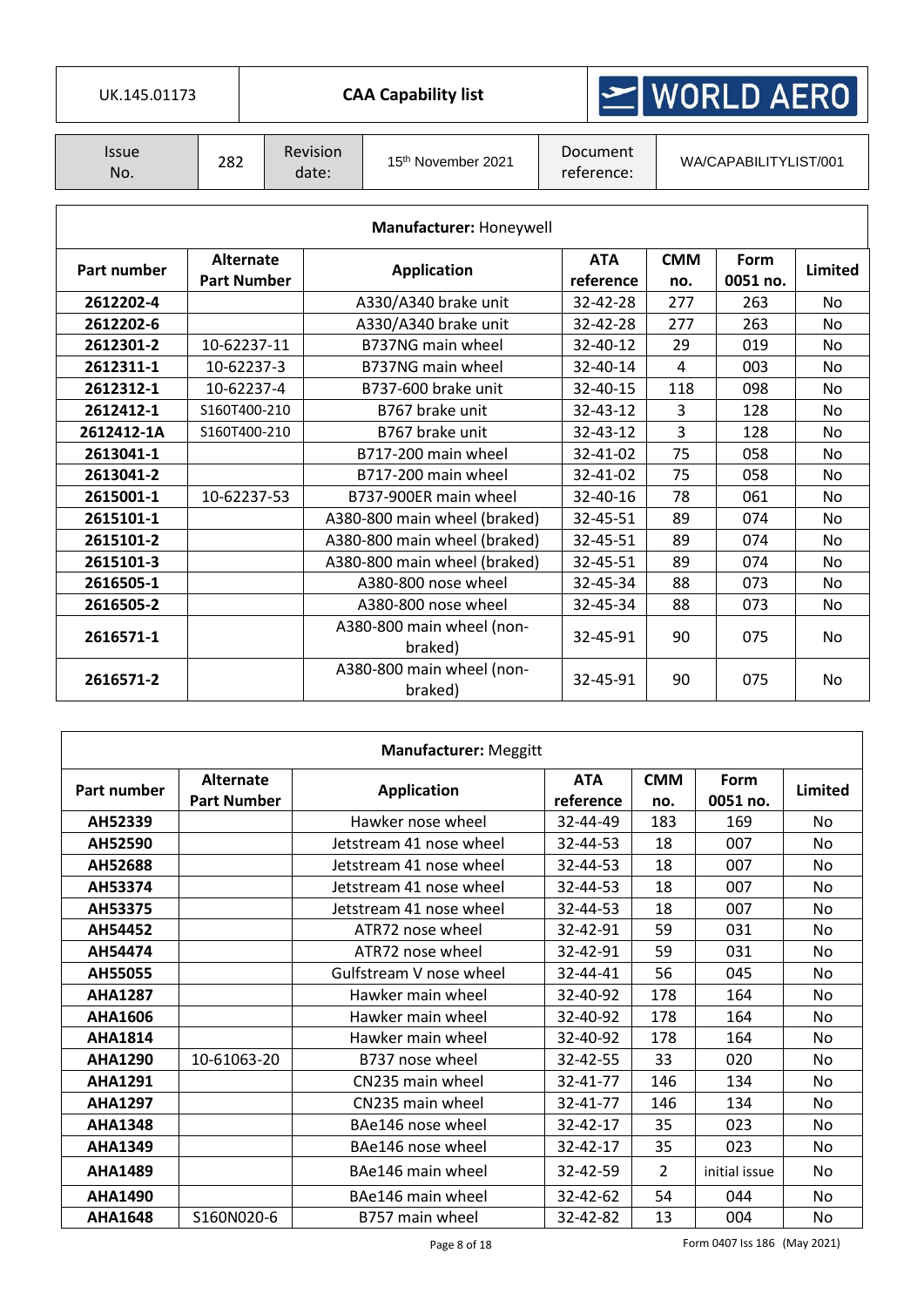| UK.145.01173 | CAA Capability list | WORLD AERO |
|---|---|---|

| Issue No. | 282 | Revision date: | 15th November 2021 | Document reference: | WA/CAPABILITYLIST/001 |
|---|---|---|---|---|---|

**Manufacturer:** Honeywell

| Part number | Alternate Part Number | Application | ATA reference | CMM no. | Form 0051 no. | Limited |
|---|---|---|---|---|---|---|
| **2612202-4** | | A330/A340 brake unit | 32-42-28 | 277 | 263 | No |
| **2612202-6** | | A330/A340 brake unit | 32-42-28 | 277 | 263 | No |
| **2612301-2** | 10-62237-11 | B737NG main wheel | 32-40-12 | 29 | 019 | No |
| **2612311-1** | 10-62237-3 | B737NG main wheel | 32-40-14 | 4 | 003 | No |
| **2612312-1** | 10-62237-4 | B737-600 brake unit | 32-40-15 | 118 | 098 | No |
| **2612412-1** | S160T400-210 | B767 brake unit | 32-43-12 | 3 | 128 | No |
| **2612412-1A** | S160T400-210 | B767 brake unit | 32-43-12 | 3 | 128 | No |
| **2613041-1** | | B717-200 main wheel | 32-41-02 | 75 | 058 | No |
| **2613041-2** | | B717-200 main wheel | 32-41-02 | 75 | 058 | No |
| **2615001-1** | 10-62237-53 | B737-900ER main wheel | 32-40-16 | 78 | 061 | No |
| **2615101-1** | | A380-800 main wheel (braked) | 32-45-51 | 89 | 074 | No |
| **2615101-2** | | A380-800 main wheel (braked) | 32-45-51 | 89 | 074 | No |
| **2615101-3** | | A380-800 main wheel (braked) | 32-45-51 | 89 | 074 | No |
| **2616505-1** | | A380-800 nose wheel | 32-45-34 | 88 | 073 | No |
| **2616505-2** | | A380-800 nose wheel | 32-45-34 | 88 | 073 | No |
| **2616571-1** | | A380-800 main wheel (non-braked) | 32-45-91 | 90 | 075 | No |
| **2616571-2** | | A380-800 main wheel (non-braked) | 32-45-91 | 90 | 075 | No |

**Manufacturer:** Meggitt

| Part number | Alternate Part Number | Application | ATA reference | CMM no. | Form 0051 no. | Limited |
|---|---|---|---|---|---|---|
| **AH52339** | | Hawker nose wheel | 32-44-49 | 183 | 169 | No |
| **AH52590** | | Jetstream 41 nose wheel | 32-44-53 | 18 | 007 | No |
| **AH52688** | | Jetstream 41 nose wheel | 32-44-53 | 18 | 007 | No |
| **AH53374** | | Jetstream 41 nose wheel | 32-44-53 | 18 | 007 | No |
| **AH53375** | | Jetstream 41 nose wheel | 32-44-53 | 18 | 007 | No |
| **AH54452** | | ATR72 nose wheel | 32-42-91 | 59 | 031 | No |
| **AH54474** | | ATR72 nose wheel | 32-42-91 | 59 | 031 | No |
| **AH55055** | | Gulfstream V nose wheel | 32-44-41 | 56 | 045 | No |
| **AHA1287** | | Hawker main wheel | 32-40-92 | 178 | 164 | No |
| **AHA1606** | | Hawker main wheel | 32-40-92 | 178 | 164 | No |
| **AHA1814** | | Hawker main wheel | 32-40-92 | 178 | 164 | No |
| **AHA1290** | 10-61063-20 | B737 nose wheel | 32-42-55 | 33 | 020 | No |
| **AHA1291** | | CN235 main wheel | 32-41-77 | 146 | 134 | No |
| **AHA1297** | | CN235 main wheel | 32-41-77 | 146 | 134 | No |
| **AHA1348** | | BAe146 nose wheel | 32-42-17 | 35 | 023 | No |
| **AHA1349** | | BAe146 nose wheel | 32-42-17 | 35 | 023 | No |
| **AHA1489** | | BAe146 main wheel | 32-42-59 | 2 | initial issue | No |
| **AHA1490** | | BAe146 main wheel | 32-42-62 | 54 | 044 | No |
| **AHA1648** | S160N020-6 | B757 main wheel | 32-42-82 | 13 | 004 | No |

Form 0407 Iss 186 (May 2021)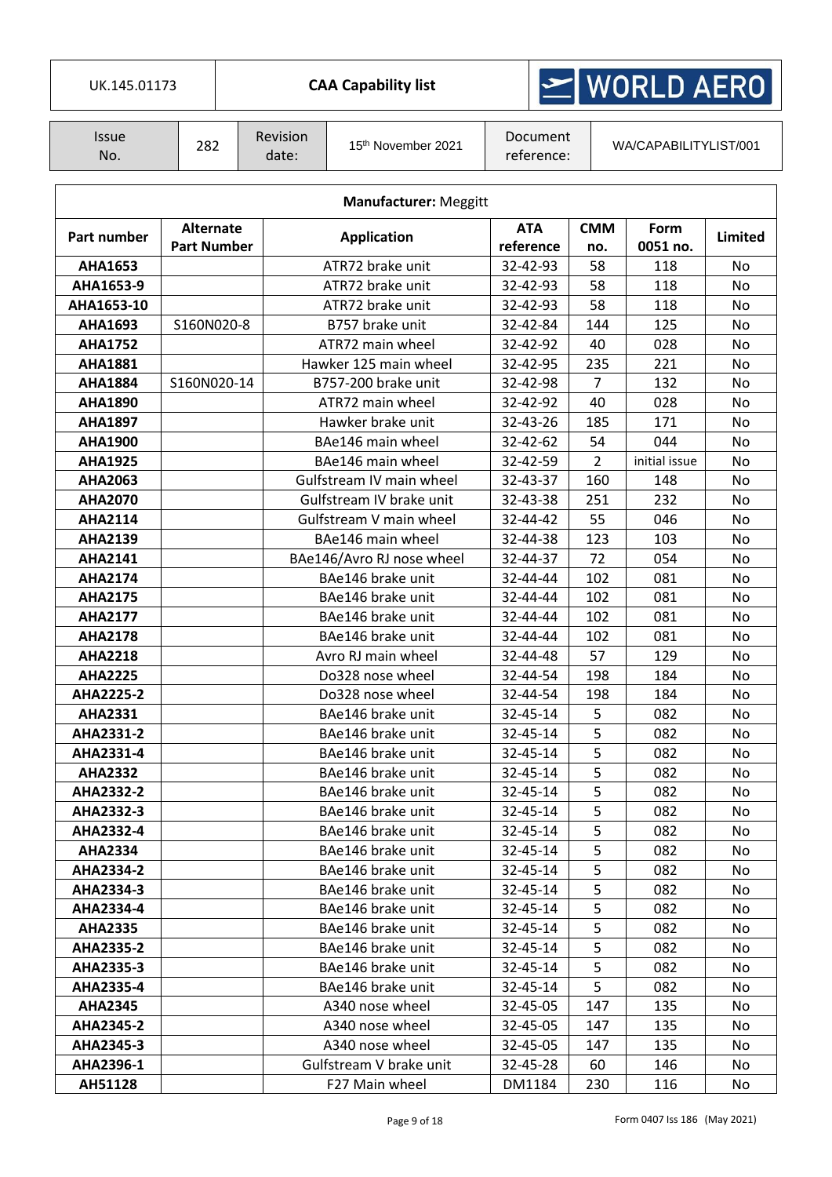| UK.145.01173 | **CAA Capability list** | WORLD AERO |
|---|---|---|

| Issue No. | 282 | Revision date: | 15th November 2021 | Document reference: | WA/CAPABILITYLIST/001 |
|---|---|---|---|---|---|

**Manufacturer:** Meggitt

| Part number | Alternate Part Number | Application | ATA reference | CMM no. | Form 0051 no. | Limited |
|---|---|---|---|---|---|---|
| **AHA1653** | | ATR72 brake unit | 32-42-93 | 58 | 118 | No |
| **AHA1653-9** | | ATR72 brake unit | 32-42-93 | 58 | 118 | No |
| **AHA1653-10** | | ATR72 brake unit | 32-42-93 | 58 | 118 | No |
| **AHA1693** | S160N020-8 | B757 brake unit | 32-42-84 | 144 | 125 | No |
| **AHA1752** | | ATR72 main wheel | 32-42-92 | 40 | 028 | No |
| **AHA1881** | | Hawker 125 main wheel | 32-42-95 | 235 | 221 | No |
| **AHA1884** | S160N020-14 | B757-200 brake unit | 32-42-98 | 7 | 132 | No |
| **AHA1890** | | ATR72 main wheel | 32-42-92 | 40 | 028 | No |
| **AHA1897** | | Hawker brake unit | 32-43-26 | 185 | 171 | No |
| **AHA1900** | | BAe146 main wheel | 32-42-62 | 54 | 044 | No |
| **AHA1925** | | BAe146 main wheel | 32-42-59 | 2 | initial issue | No |
| **AHA2063** | | Gulfstream IV main wheel | 32-43-37 | 160 | 148 | No |
| **AHA2070** | | Gulfstream IV brake unit | 32-43-38 | 251 | 232 | No |
| **AHA2114** | | Gulfstream V main wheel | 32-44-42 | 55 | 046 | No |
| **AHA2139** | | BAe146 main wheel | 32-44-38 | 123 | 103 | No |
| **AHA2141** | | BAe146/Avro RJ nose wheel | 32-44-37 | 72 | 054 | No |
| **AHA2174** | | BAe146 brake unit | 32-44-44 | 102 | 081 | No |
| **AHA2175** | | BAe146 brake unit | 32-44-44 | 102 | 081 | No |
| **AHA2177** | | BAe146 brake unit | 32-44-44 | 102 | 081 | No |
| **AHA2178** | | BAe146 brake unit | 32-44-44 | 102 | 081 | No |
| **AHA2218** | | Avro RJ main wheel | 32-44-48 | 57 | 129 | No |
| **AHA2225** | | Do328 nose wheel | 32-44-54 | 198 | 184 | No |
| **AHA2225-2** | | Do328 nose wheel | 32-44-54 | 198 | 184 | No |
| **AHA2331** | | BAe146 brake unit | 32-45-14 | 5 | 082 | No |
| **AHA2331-2** | | BAe146 brake unit | 32-45-14 | 5 | 082 | No |
| **AHA2331-4** | | BAe146 brake unit | 32-45-14 | 5 | 082 | No |
| **AHA2332** | | BAe146 brake unit | 32-45-14 | 5 | 082 | No |
| **AHA2332-2** | | BAe146 brake unit | 32-45-14 | 5 | 082 | No |
| **AHA2332-3** | | BAe146 brake unit | 32-45-14 | 5 | 082 | No |
| **AHA2332-4** | | BAe146 brake unit | 32-45-14 | 5 | 082 | No |
| **AHA2334** | | BAe146 brake unit | 32-45-14 | 5 | 082 | No |
| **AHA2334-2** | | BAe146 brake unit | 32-45-14 | 5 | 082 | No |
| **AHA2334-3** | | BAe146 brake unit | 32-45-14 | 5 | 082 | No |
| **AHA2334-4** | | BAe146 brake unit | 32-45-14 | 5 | 082 | No |
| **AHA2335** | | BAe146 brake unit | 32-45-14 | 5 | 082 | No |
| **AHA2335-2** | | BAe146 brake unit | 32-45-14 | 5 | 082 | No |
| **AHA2335-3** | | BAe146 brake unit | 32-45-14 | 5 | 082 | No |
| **AHA2335-4** | | BAe146 brake unit | 32-45-14 | 5 | 082 | No |
| **AHA2345** | | A340 nose wheel | 32-45-05 | 147 | 135 | No |
| **AHA2345-2** | | A340 nose wheel | 32-45-05 | 147 | 135 | No |
| **AHA2345-3** | | A340 nose wheel | 32-45-05 | 147 | 135 | No |
| **AHA2396-1** | | Gulfstream V brake unit | 32-45-28 | 60 | 146 | No |
| **AH51128** | | F27 Main wheel | DM1184 | 230 | 116 | No |

Form 0407 Iss 186 (May 2021)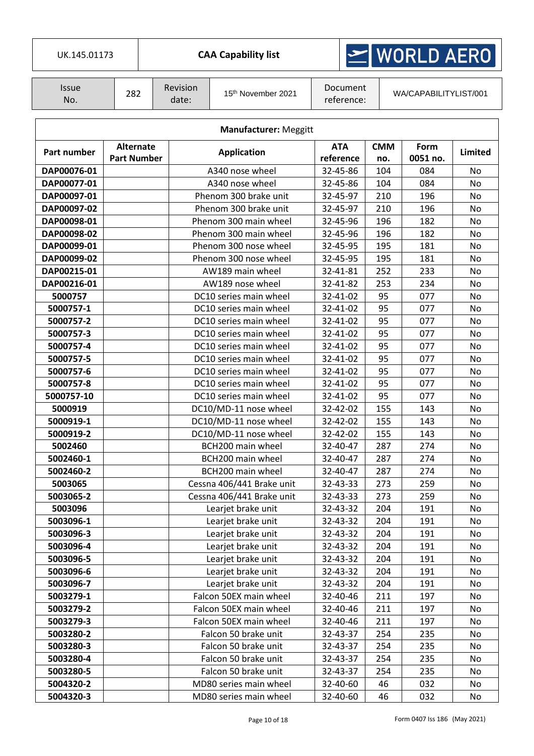| UK.145.01173 | **CAA Capability list** | WORLD AERO |
|---|---|---|

| Issue No. | 282 | Revision date: | 15th November 2021 | Document reference: | WA/CAPABILITYLIST/001 |
|---|---|---|---|---|---|

**Manufacturer:** Meggitt

| Part number | Alternate Part Number | Application | ATA reference | CMM no. | Form 0051 no. | Limited |
|---|---|---|---|---|---|---|
| **DAP00076-01** | | A340 nose wheel | 32-45-86 | 104 | 084 | No |
| **DAP00077-01** | | A340 nose wheel | 32-45-86 | 104 | 084 | No |
| **DAP00097-01** | | Phenom 300 brake unit | 32-45-97 | 210 | 196 | No |
| **DAP00097-02** | | Phenom 300 brake unit | 32-45-97 | 210 | 196 | No |
| **DAP00098-01** | | Phenom 300 main wheel | 32-45-96 | 196 | 182 | No |
| **DAP00098-02** | | Phenom 300 main wheel | 32-45-96 | 196 | 182 | No |
| **DAP00099-01** | | Phenom 300 nose wheel | 32-45-95 | 195 | 181 | No |
| **DAP00099-02** | | Phenom 300 nose wheel | 32-45-95 | 195 | 181 | No |
| **DAP00215-01** | | AW189 main wheel | 32-41-81 | 252 | 233 | No |
| **DAP00216-01** | | AW189 nose wheel | 32-41-82 | 253 | 234 | No |
| **5000757** | | DC10 series main wheel | 32-41-02 | 95 | 077 | No |
| **5000757-1** | | DC10 series main wheel | 32-41-02 | 95 | 077 | No |
| **5000757-2** | | DC10 series main wheel | 32-41-02 | 95 | 077 | No |
| **5000757-3** | | DC10 series main wheel | 32-41-02 | 95 | 077 | No |
| **5000757-4** | | DC10 series main wheel | 32-41-02 | 95 | 077 | No |
| **5000757-5** | | DC10 series main wheel | 32-41-02 | 95 | 077 | No |
| **5000757-6** | | DC10 series main wheel | 32-41-02 | 95 | 077 | No |
| **5000757-8** | | DC10 series main wheel | 32-41-02 | 95 | 077 | No |
| **5000757-10** | | DC10 series main wheel | 32-41-02 | 95 | 077 | No |
| **5000919** | | DC10/MD-11 nose wheel | 32-42-02 | 155 | 143 | No |
| **5000919-1** | | DC10/MD-11 nose wheel | 32-42-02 | 155 | 143 | No |
| **5000919-2** | | DC10/MD-11 nose wheel | 32-42-02 | 155 | 143 | No |
| **5002460** | | BCH200 main wheel | 32-40-47 | 287 | 274 | No |
| **5002460-1** | | BCH200 main wheel | 32-40-47 | 287 | 274 | No |
| **5002460-2** | | BCH200 main wheel | 32-40-47 | 287 | 274 | No |
| **5003065** | | Cessna 406/441 Brake unit | 32-43-33 | 273 | 259 | No |
| **5003065-2** | | Cessna 406/441 Brake unit | 32-43-33 | 273 | 259 | No |
| **5003096** | | Learjet brake unit | 32-43-32 | 204 | 191 | No |
| **5003096-1** | | Learjet brake unit | 32-43-32 | 204 | 191 | No |
| **5003096-3** | | Learjet brake unit | 32-43-32 | 204 | 191 | No |
| **5003096-4** | | Learjet brake unit | 32-43-32 | 204 | 191 | No |
| **5003096-5** | | Learjet brake unit | 32-43-32 | 204 | 191 | No |
| **5003096-6** | | Learjet brake unit | 32-43-32 | 204 | 191 | No |
| **5003096-7** | | Learjet brake unit | 32-43-32 | 204 | 191 | No |
| **5003279-1** | | Falcon 50EX main wheel | 32-40-46 | 211 | 197 | No |
| **5003279-2** | | Falcon 50EX main wheel | 32-40-46 | 211 | 197 | No |
| **5003279-3** | | Falcon 50EX main wheel | 32-40-46 | 211 | 197 | No |
| **5003280-2** | | Falcon 50 brake unit | 32-43-37 | 254 | 235 | No |
| **5003280-3** | | Falcon 50 brake unit | 32-43-37 | 254 | 235 | No |
| **5003280-4** | | Falcon 50 brake unit | 32-43-37 | 254 | 235 | No |
| **5003280-5** | | Falcon 50 brake unit | 32-43-37 | 254 | 235 | No |
| **5004320-2** | | MD80 series main wheel | 32-40-60 | 46 | 032 | No |
| **5004320-3** | | MD80 series main wheel | 32-40-60 | 46 | 032 | No |

Form 0407 Iss 186 (May 2021)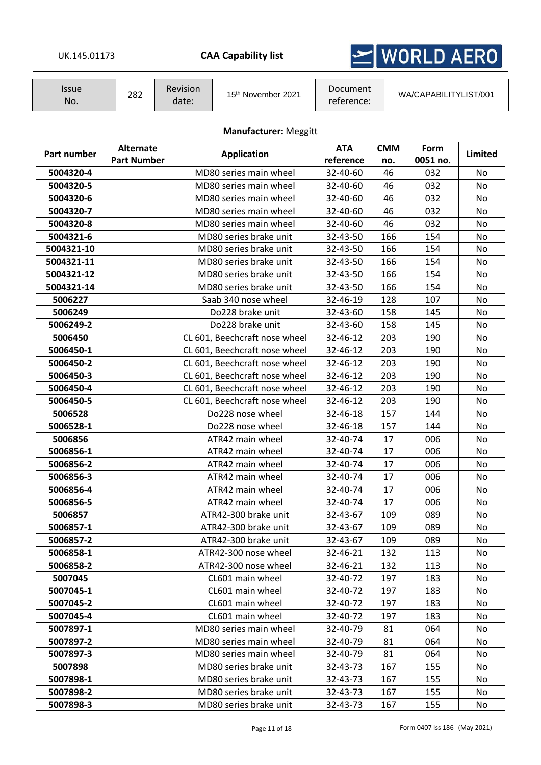| UK.145.01173 | CAA Capability list | WORLD AERO |
|---|---|---|

| Issue No. | 282 | Revision date: | 15th November 2021 | Document reference: | WA/CAPABILITYLIST/001 |
|---|---|---|---|---|---|

**Manufacturer:** Meggitt

| Part number | Alternate Part Number | Application | ATA reference | CMM no. | Form 0051 no. | Limited |
|---|---|---|---|---|---|---|
| **5004320-4** | | MD80 series main wheel | 32-40-60 | 46 | 032 | No |
| **5004320-5** | | MD80 series main wheel | 32-40-60 | 46 | 032 | No |
| **5004320-6** | | MD80 series main wheel | 32-40-60 | 46 | 032 | No |
| **5004320-7** | | MD80 series main wheel | 32-40-60 | 46 | 032 | No |
| **5004320-8** | | MD80 series main wheel | 32-40-60 | 46 | 032 | No |
| **5004321-6** | | MD80 series brake unit | 32-43-50 | 166 | 154 | No |
| **5004321-10** | | MD80 series brake unit | 32-43-50 | 166 | 154 | No |
| **5004321-11** | | MD80 series brake unit | 32-43-50 | 166 | 154 | No |
| **5004321-12** | | MD80 series brake unit | 32-43-50 | 166 | 154 | No |
| **5004321-14** | | MD80 series brake unit | 32-43-50 | 166 | 154 | No |
| **5006227** | | Saab 340 nose wheel | 32-46-19 | 128 | 107 | No |
| **5006249** | | Do228 brake unit | 32-43-60 | 158 | 145 | No |
| **5006249-2** | | Do228 brake unit | 32-43-60 | 158 | 145 | No |
| **5006450** | | CL 601, Beechcraft nose wheel | 32-46-12 | 203 | 190 | No |
| **5006450-1** | | CL 601, Beechcraft nose wheel | 32-46-12 | 203 | 190 | No |
| **5006450-2** | | CL 601, Beechcraft nose wheel | 32-46-12 | 203 | 190 | No |
| **5006450-3** | | CL 601, Beechcraft nose wheel | 32-46-12 | 203 | 190 | No |
| **5006450-4** | | CL 601, Beechcraft nose wheel | 32-46-12 | 203 | 190 | No |
| **5006450-5** | | CL 601, Beechcraft nose wheel | 32-46-12 | 203 | 190 | No |
| **5006528** | | Do228 nose wheel | 32-46-18 | 157 | 144 | No |
| **5006528-1** | | Do228 nose wheel | 32-46-18 | 157 | 144 | No |
| **5006856** | | ATR42 main wheel | 32-40-74 | 17 | 006 | No |
| **5006856-1** | | ATR42 main wheel | 32-40-74 | 17 | 006 | No |
| **5006856-2** | | ATR42 main wheel | 32-40-74 | 17 | 006 | No |
| **5006856-3** | | ATR42 main wheel | 32-40-74 | 17 | 006 | No |
| **5006856-4** | | ATR42 main wheel | 32-40-74 | 17 | 006 | No |
| **5006856-5** | | ATR42 main wheel | 32-40-74 | 17 | 006 | No |
| **5006857** | | ATR42-300 brake unit | 32-43-67 | 109 | 089 | No |
| **5006857-1** | | ATR42-300 brake unit | 32-43-67 | 109 | 089 | No |
| **5006857-2** | | ATR42-300 brake unit | 32-43-67 | 109 | 089 | No |
| **5006858-1** | | ATR42-300 nose wheel | 32-46-21 | 132 | 113 | No |
| **5006858-2** | | ATR42-300 nose wheel | 32-46-21 | 132 | 113 | No |
| **5007045** | | CL601 main wheel | 32-40-72 | 197 | 183 | No |
| **5007045-1** | | CL601 main wheel | 32-40-72 | 197 | 183 | No |
| **5007045-2** | | CL601 main wheel | 32-40-72 | 197 | 183 | No |
| **5007045-4** | | CL601 main wheel | 32-40-72 | 197 | 183 | No |
| **5007897-1** | | MD80 series main wheel | 32-40-79 | 81 | 064 | No |
| **5007897-2** | | MD80 series main wheel | 32-40-79 | 81 | 064 | No |
| **5007897-3** | | MD80 series main wheel | 32-40-79 | 81 | 064 | No |
| **5007898** | | MD80 series brake unit | 32-43-73 | 167 | 155 | No |
| **5007898-1** | | MD80 series brake unit | 32-43-73 | 167 | 155 | No |
| **5007898-2** | | MD80 series brake unit | 32-43-73 | 167 | 155 | No |
| **5007898-3** | | MD80 series brake unit | 32-43-73 | 167 | 155 | No |

Form 0407 Iss 186 (May 2021)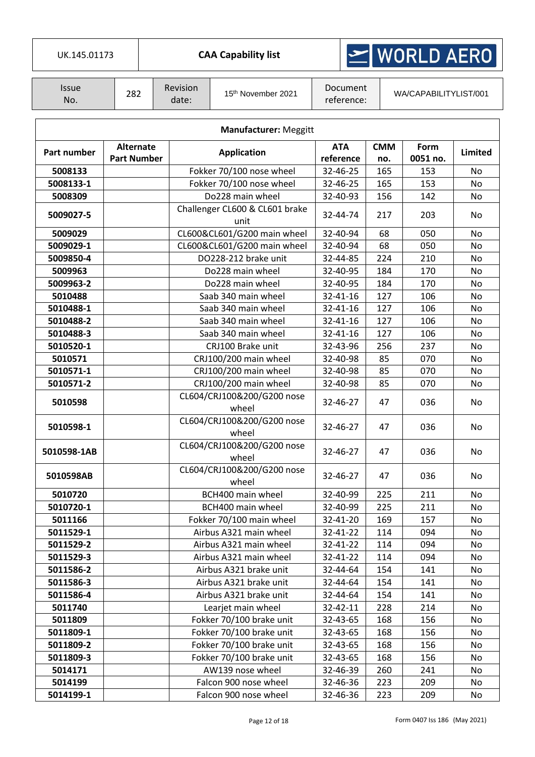| UK.145.01173 | CAA Capability list | WORLD AERO |
|---|---|---|

| Issue No. | 282 | Revision date: | 15th November 2021 | Document reference: | WA/CAPABILITYLIST/001 |
|---|---|---|---|---|---|

**Manufacturer:** Meggitt

| Part number | Alternate Part Number | Application | ATA reference | CMM no. | Form 0051 no. | Limited |
|---|---|---|---|---|---|---|
| **5008133** | | Fokker 70/100 nose wheel | 32-46-25 | 165 | 153 | No |
| **5008133-1** | | Fokker 70/100 nose wheel | 32-46-25 | 165 | 153 | No |
| **5008309** | | Do228 main wheel | 32-40-93 | 156 | 142 | No |
| **5009027-5** | | Challenger CL600 & CL601 brake unit | 32-44-74 | 217 | 203 | No |
| **5009029** | | CL600&CL601/G200 main wheel | 32-40-94 | 68 | 050 | No |
| **5009029-1** | | CL600&CL601/G200 main wheel | 32-40-94 | 68 | 050 | No |
| **5009850-4** | | DO228-212 brake unit | 32-44-85 | 224 | 210 | No |
| **5009963** | | Do228 main wheel | 32-40-95 | 184 | 170 | No |
| **5009963-2** | | Do228 main wheel | 32-40-95 | 184 | 170 | No |
| **5010488** | | Saab 340 main wheel | 32-41-16 | 127 | 106 | No |
| **5010488-1** | | Saab 340 main wheel | 32-41-16 | 127 | 106 | No |
| **5010488-2** | | Saab 340 main wheel | 32-41-16 | 127 | 106 | No |
| **5010488-3** | | Saab 340 main wheel | 32-41-16 | 127 | 106 | No |
| **5010520-1** | | CRJ100 Brake unit | 32-43-96 | 256 | 237 | No |
| **5010571** | | CRJ100/200 main wheel | 32-40-98 | 85 | 070 | No |
| **5010571-1** | | CRJ100/200 main wheel | 32-40-98 | 85 | 070 | No |
| **5010571-2** | | CRJ100/200 main wheel | 32-40-98 | 85 | 070 | No |
| **5010598** | | CL604/CRJ100&200/G200 nose wheel | 32-46-27 | 47 | 036 | No |
| **5010598-1** | | CL604/CRJ100&200/G200 nose wheel | 32-46-27 | 47 | 036 | No |
| **5010598-1AB** | | CL604/CRJ100&200/G200 nose wheel | 32-46-27 | 47 | 036 | No |
| **5010598AB** | | CL604/CRJ100&200/G200 nose wheel | 32-46-27 | 47 | 036 | No |
| **5010720** | | BCH400 main wheel | 32-40-99 | 225 | 211 | No |
| **5010720-1** | | BCH400 main wheel | 32-40-99 | 225 | 211 | No |
| **5011166** | | Fokker 70/100 main wheel | 32-41-20 | 169 | 157 | No |
| **5011529-1** | | Airbus A321 main wheel | 32-41-22 | 114 | 094 | No |
| **5011529-2** | | Airbus A321 main wheel | 32-41-22 | 114 | 094 | No |
| **5011529-3** | | Airbus A321 main wheel | 32-41-22 | 114 | 094 | No |
| **5011586-2** | | Airbus A321 brake unit | 32-44-64 | 154 | 141 | No |
| **5011586-3** | | Airbus A321 brake unit | 32-44-64 | 154 | 141 | No |
| **5011586-4** | | Airbus A321 brake unit | 32-44-64 | 154 | 141 | No |
| **5011740** | | Learjet main wheel | 32-42-11 | 228 | 214 | No |
| **5011809** | | Fokker 70/100 brake unit | 32-43-65 | 168 | 156 | No |
| **5011809-1** | | Fokker 70/100 brake unit | 32-43-65 | 168 | 156 | No |
| **5011809-2** | | Fokker 70/100 brake unit | 32-43-65 | 168 | 156 | No |
| **5011809-3** | | Fokker 70/100 brake unit | 32-43-65 | 168 | 156 | No |
| **5014171** | | AW139 nose wheel | 32-46-39 | 260 | 241 | No |
| **5014199** | | Falcon 900 nose wheel | 32-46-36 | 223 | 209 | No |
| **5014199-1** | | Falcon 900 nose wheel | 32-46-36 | 223 | 209 | No |

Form 0407 Iss 186 (May 2021)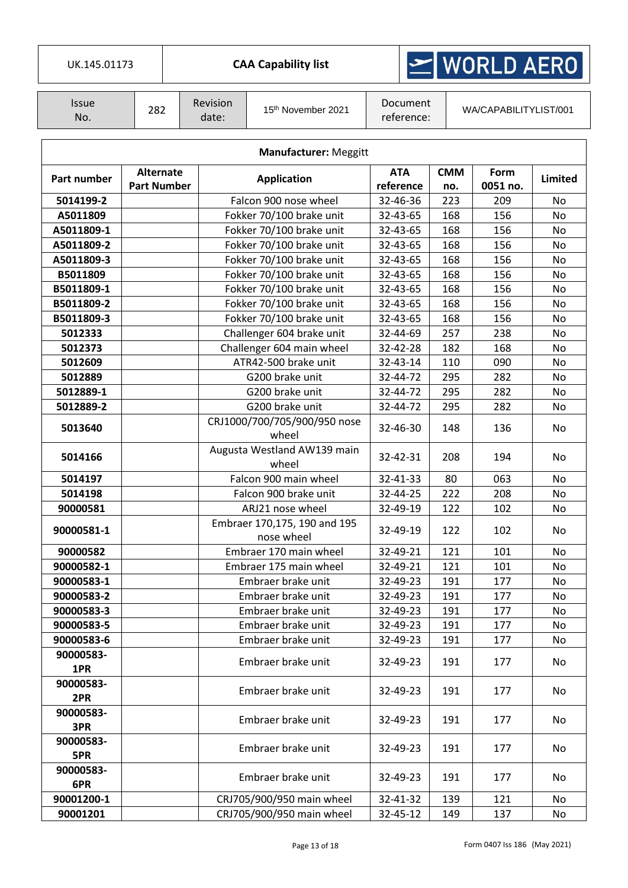| UK.145.01173 | CAA Capability list | WORLD AERO |
|---|---|---|

| Issue No. | 282 | Revision date: | 15th November 2021 | Document reference: | WA/CAPABILITYLIST/001 |
|---|---|---|---|---|---|

**Manufacturer:** Meggitt

| Part number | Alternate Part Number | Application | ATA reference | CMM no. | Form 0051 no. | Limited |
|---|---|---|---|---|---|---|
| **5014199-2** | | Falcon 900 nose wheel | 32-46-36 | 223 | 209 | No |
| **A5011809** | | Fokker 70/100 brake unit | 32-43-65 | 168 | 156 | No |
| **A5011809-1** | | Fokker 70/100 brake unit | 32-43-65 | 168 | 156 | No |
| **A5011809-2** | | Fokker 70/100 brake unit | 32-43-65 | 168 | 156 | No |
| **A5011809-3** | | Fokker 70/100 brake unit | 32-43-65 | 168 | 156 | No |
| **B5011809** | | Fokker 70/100 brake unit | 32-43-65 | 168 | 156 | No |
| **B5011809-1** | | Fokker 70/100 brake unit | 32-43-65 | 168 | 156 | No |
| **B5011809-2** | | Fokker 70/100 brake unit | 32-43-65 | 168 | 156 | No |
| **B5011809-3** | | Fokker 70/100 brake unit | 32-43-65 | 168 | 156 | No |
| **5012333** | | Challenger 604 brake unit | 32-44-69 | 257 | 238 | No |
| **5012373** | | Challenger 604 main wheel | 32-42-28 | 182 | 168 | No |
| **5012609** | | ATR42-500 brake unit | 32-43-14 | 110 | 090 | No |
| **5012889** | | G200 brake unit | 32-44-72 | 295 | 282 | No |
| **5012889-1** | | G200 brake unit | 32-44-72 | 295 | 282 | No |
| **5012889-2** | | G200 brake unit | 32-44-72 | 295 | 282 | No |
| **5013640** | | CRJ1000/700/705/900/950 nose wheel | 32-46-30 | 148 | 136 | No |
| **5014166** | | Augusta Westland AW139 main wheel | 32-42-31 | 208 | 194 | No |
| **5014197** | | Falcon 900 main wheel | 32-41-33 | 80 | 063 | No |
| **5014198** | | Falcon 900 brake unit | 32-44-25 | 222 | 208 | No |
| **90000581** | | ARJ21 nose wheel | 32-49-19 | 122 | 102 | No |
| **90000581-1** | | Embraer 170,175, 190 and 195 nose wheel | 32-49-19 | 122 | 102 | No |
| **90000582** | | Embraer 170 main wheel | 32-49-21 | 121 | 101 | No |
| **90000582-1** | | Embraer 175 main wheel | 32-49-21 | 121 | 101 | No |
| **90000583-1** | | Embraer brake unit | 32-49-23 | 191 | 177 | No |
| **90000583-2** | | Embraer brake unit | 32-49-23 | 191 | 177 | No |
| **90000583-3** | | Embraer brake unit | 32-49-23 | 191 | 177 | No |
| **90000583-5** | | Embraer brake unit | 32-49-23 | 191 | 177 | No |
| **90000583-6** | | Embraer brake unit | 32-49-23 | 191 | 177 | No |
| **90000583-1PR** | | Embraer brake unit | 32-49-23 | 191 | 177 | No |
| **90000583-2PR** | | Embraer brake unit | 32-49-23 | 191 | 177 | No |
| **90000583-3PR** | | Embraer brake unit | 32-49-23 | 191 | 177 | No |
| **90000583-5PR** | | Embraer brake unit | 32-49-23 | 191 | 177 | No |
| **90000583-6PR** | | Embraer brake unit | 32-49-23 | 191 | 177 | No |
| **90001200-1** | | CRJ705/900/950 main wheel | 32-41-32 | 139 | 121 | No |
| **90001201** | | CRJ705/900/950 main wheel | 32-45-12 | 149 | 137 | No |

Form 0407 Iss 186 (May 2021)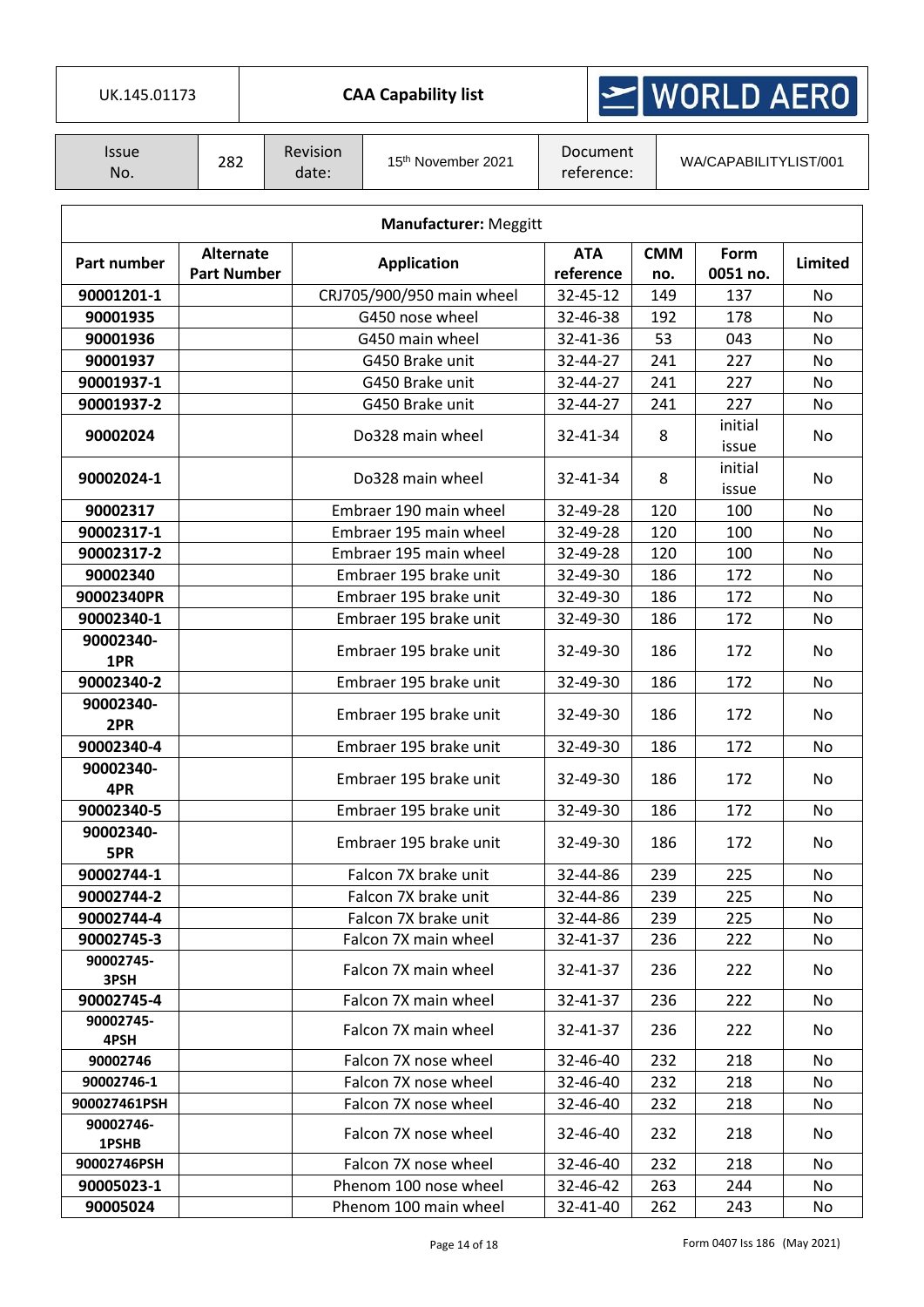| UK.145.01173 | CAA Capability list | WORLD AERO |
|---|---|---|

| Issue No. | 282 | Revision date: | 15th November 2021 | Document reference: | WA/CAPABILITYLIST/001 |
|---|---|---|---|---|---|

**Manufacturer:** Meggitt

| Part number | Alternate Part Number | Application | ATA reference | CMM no. | Form 0051 no. | Limited |
|---|---|---|---|---|---|---|
| **90001201-1** | | CRJ705/900/950 main wheel | 32-45-12 | 149 | 137 | No |
| **90001935** | | G450 nose wheel | 32-46-38 | 192 | 178 | No |
| **90001936** | | G450 main wheel | 32-41-36 | 53 | 043 | No |
| **90001937** | | G450 Brake unit | 32-44-27 | 241 | 227 | No |
| **90001937-1** | | G450 Brake unit | 32-44-27 | 241 | 227 | No |
| **90001937-2** | | G450 Brake unit | 32-44-27 | 241 | 227 | No |
| **90002024** | | Do328 main wheel | 32-41-34 | 8 | initial issue | No |
| **90002024-1** | | Do328 main wheel | 32-41-34 | 8 | initial issue | No |
| **90002317** | | Embraer 190 main wheel | 32-49-28 | 120 | 100 | No |
| **90002317-1** | | Embraer 195 main wheel | 32-49-28 | 120 | 100 | No |
| **90002317-2** | | Embraer 195 main wheel | 32-49-28 | 120 | 100 | No |
| **90002340** | | Embraer 195 brake unit | 32-49-30 | 186 | 172 | No |
| **90002340PR** | | Embraer 195 brake unit | 32-49-30 | 186 | 172 | No |
| **90002340-1** | | Embraer 195 brake unit | 32-49-30 | 186 | 172 | No |
| **90002340-1PR** | | Embraer 195 brake unit | 32-49-30 | 186 | 172 | No |
| **90002340-2** | | Embraer 195 brake unit | 32-49-30 | 186 | 172 | No |
| **90002340-2PR** | | Embraer 195 brake unit | 32-49-30 | 186 | 172 | No |
| **90002340-4** | | Embraer 195 brake unit | 32-49-30 | 186 | 172 | No |
| **90002340-4PR** | | Embraer 195 brake unit | 32-49-30 | 186 | 172 | No |
| **90002340-5** | | Embraer 195 brake unit | 32-49-30 | 186 | 172 | No |
| **90002340-5PR** | | Embraer 195 brake unit | 32-49-30 | 186 | 172 | No |
| **90002744-1** | | Falcon 7X brake unit | 32-44-86 | 239 | 225 | No |
| **90002744-2** | | Falcon 7X brake unit | 32-44-86 | 239 | 225 | No |
| **90002744-4** | | Falcon 7X brake unit | 32-44-86 | 239 | 225 | No |
| **90002745-3** | | Falcon 7X main wheel | 32-41-37 | 236 | 222 | No |
| **90002745-3PSH** | | Falcon 7X main wheel | 32-41-37 | 236 | 222 | No |
| **90002745-4** | | Falcon 7X main wheel | 32-41-37 | 236 | 222 | No |
| **90002745-4PSH** | | Falcon 7X main wheel | 32-41-37 | 236 | 222 | No |
| **90002746** | | Falcon 7X nose wheel | 32-46-40 | 232 | 218 | No |
| **90002746-1** | | Falcon 7X nose wheel | 32-46-40 | 232 | 218 | No |
| **900027461PSH** | | Falcon 7X nose wheel | 32-46-40 | 232 | 218 | No |
| **90002746-1PSHB** | | Falcon 7X nose wheel | 32-46-40 | 232 | 218 | No |
| **90002746PSH** | | Falcon 7X nose wheel | 32-46-40 | 232 | 218 | No |
| **90005023-1** | | Phenom 100 nose wheel | 32-46-42 | 263 | 244 | No |
| **90005024** | | Phenom 100 main wheel | 32-41-40 | 262 | 243 | No |

Form 0407 Iss 186 (May 2021)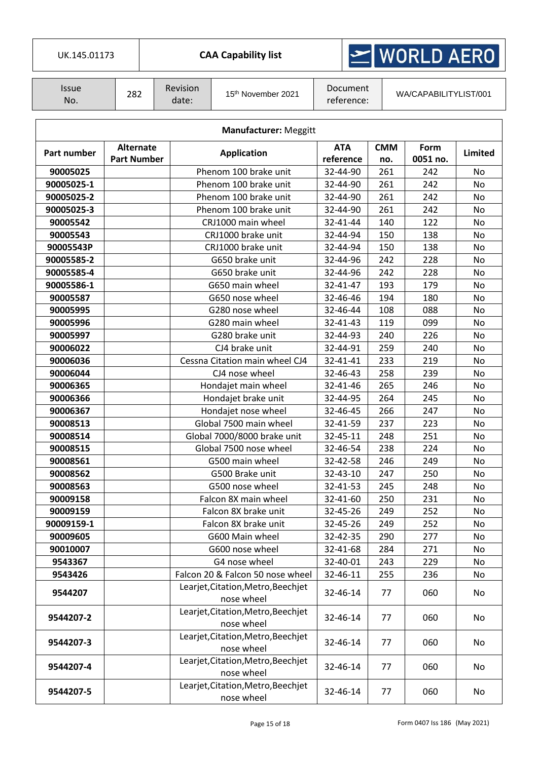| UK.145.01173 | CAA Capability list | WORLD AERO |
|---|---|---|

| Issue No. | 282 | Revision date: | 15th November 2021 | Document reference: | WA/CAPABILITYLIST/001 |
|---|---|---|---|---|---|

**Manufacturer:** Meggitt

| Part number | Alternate Part Number | Application | ATA reference | CMM no. | Form 0051 no. | Limited |
|---|---|---|---|---|---|---|
| **90005025** | | Phenom 100 brake unit | 32-44-90 | 261 | 242 | No |
| **90005025-1** | | Phenom 100 brake unit | 32-44-90 | 261 | 242 | No |
| **90005025-2** | | Phenom 100 brake unit | 32-44-90 | 261 | 242 | No |
| **90005025-3** | | Phenom 100 brake unit | 32-44-90 | 261 | 242 | No |
| **90005542** | | CRJ1000 main wheel | 32-41-44 | 140 | 122 | No |
| **90005543** | | CRJ1000 brake unit | 32-44-94 | 150 | 138 | No |
| **90005543P** | | CRJ1000 brake unit | 32-44-94 | 150 | 138 | No |
| **90005585-2** | | G650 brake unit | 32-44-96 | 242 | 228 | No |
| **90005585-4** | | G650 brake unit | 32-44-96 | 242 | 228 | No |
| **90005586-1** | | G650 main wheel | 32-41-47 | 193 | 179 | No |
| **90005587** | | G650 nose wheel | 32-46-46 | 194 | 180 | No |
| **90005995** | | G280 nose wheel | 32-46-44 | 108 | 088 | No |
| **90005996** | | G280 main wheel | 32-41-43 | 119 | 099 | No |
| **90005997** | | G280 brake unit | 32-44-93 | 240 | 226 | No |
| **90006022** | | CJ4 brake unit | 32-44-91 | 259 | 240 | No |
| **90006036** | | Cessna Citation main wheel CJ4 | 32-41-41 | 233 | 219 | No |
| **90006044** | | CJ4 nose wheel | 32-46-43 | 258 | 239 | No |
| **90006365** | | Hondajet main wheel | 32-41-46 | 265 | 246 | No |
| **90006366** | | Hondajet brake unit | 32-44-95 | 264 | 245 | No |
| **90006367** | | Hondajet nose wheel | 32-46-45 | 266 | 247 | No |
| **90008513** | | Global 7500 main wheel | 32-41-59 | 237 | 223 | No |
| **90008514** | | Global 7000/8000 brake unit | 32-45-11 | 248 | 251 | No |
| **90008515** | | Global 7500 nose wheel | 32-46-54 | 238 | 224 | No |
| **90008561** | | G500 main wheel | 32-42-58 | 246 | 249 | No |
| **90008562** | | G500 Brake unit | 32-43-10 | 247 | 250 | No |
| **90008563** | | G500 nose wheel | 32-41-53 | 245 | 248 | No |
| **90009158** | | Falcon 8X main wheel | 32-41-60 | 250 | 231 | No |
| **90009159** | | Falcon 8X brake unit | 32-45-26 | 249 | 252 | No |
| **90009159-1** | | Falcon 8X brake unit | 32-45-26 | 249 | 252 | No |
| **90009605** | | G600 Main wheel | 32-42-35 | 290 | 277 | No |
| **90010007** | | G600 nose wheel | 32-41-68 | 284 | 271 | No |
| **9543367** | | G4 nose wheel | 32-40-01 | 243 | 229 | No |
| **9543426** | | Falcon 20 & Falcon 50 nose wheel | 32-46-11 | 255 | 236 | No |
| **9544207** | | Learjet,Citation,Metro,Beechjet nose wheel | 32-46-14 | 77 | 060 | No |
| **9544207-2** | | Learjet,Citation,Metro,Beechjet nose wheel | 32-46-14 | 77 | 060 | No |
| **9544207-3** | | Learjet,Citation,Metro,Beechjet nose wheel | 32-46-14 | 77 | 060 | No |
| **9544207-4** | | Learjet,Citation,Metro,Beechjet nose wheel | 32-46-14 | 77 | 060 | No |
| **9544207-5** | | Learjet,Citation,Metro,Beechjet nose wheel | 32-46-14 | 77 | 060 | No |

Form 0407 Iss 186 (May 2021)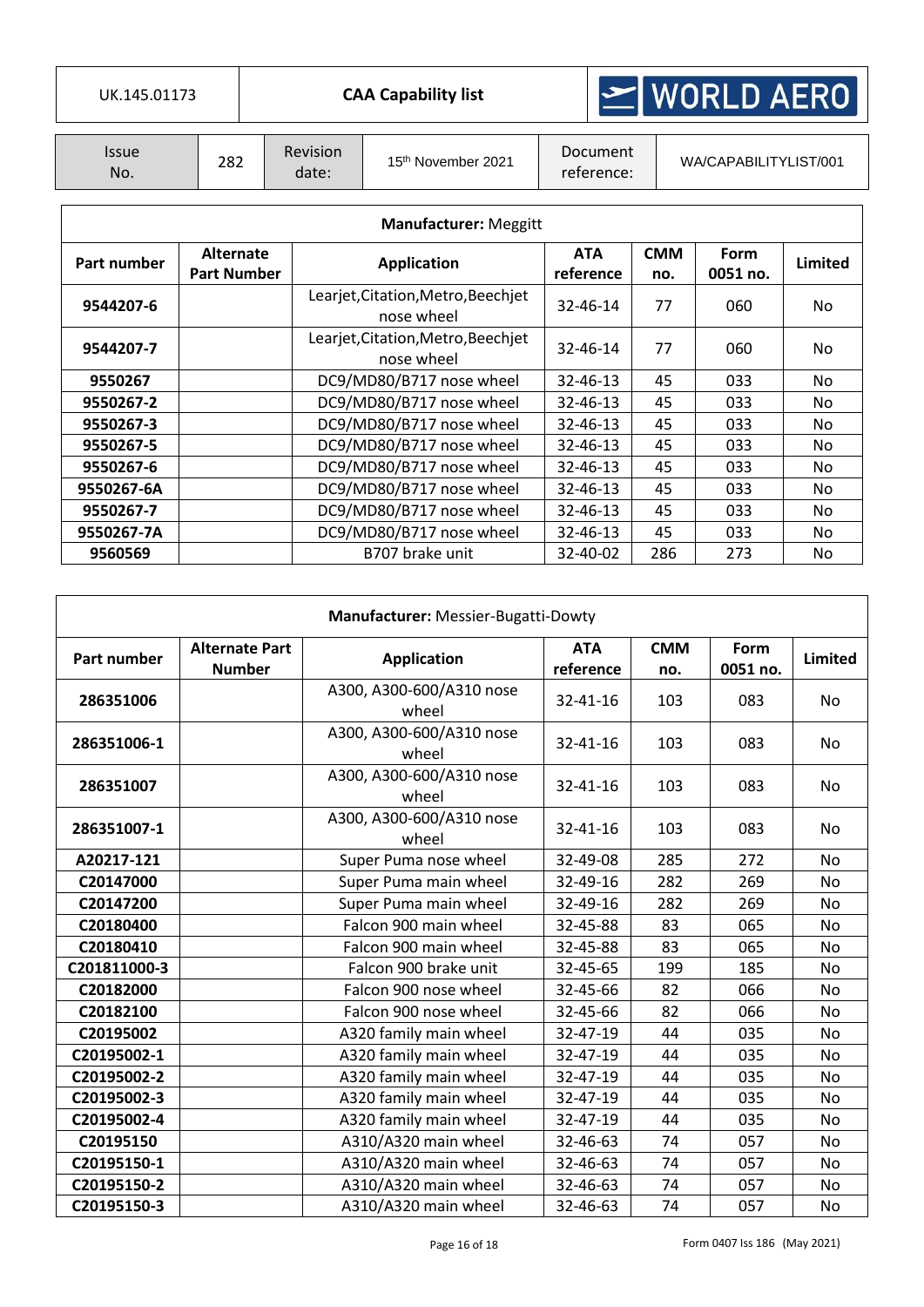| UK.145.01173 | CAA Capability list | WORLD AERO |
|---|---|---|

| Issue No. | 282 | Revision date: | 15th November 2021 | Document reference: | WA/CAPABILITYLIST/001 |
|---|---|---|---|---|---|

**Manufacturer:** Meggitt

| Part number | Alternate Part Number | Application | ATA reference | CMM no. | Form 0051 no. | Limited |
|---|---|---|---|---|---|---|
| **9544207-6** | | Learjet,Citation,Metro,Beechjet nose wheel | 32-46-14 | 77 | 060 | No |
| **9544207-7** | | Learjet,Citation,Metro,Beechjet nose wheel | 32-46-14 | 77 | 060 | No |
| **9550267** | | DC9/MD80/B717 nose wheel | 32-46-13 | 45 | 033 | No |
| **9550267-2** | | DC9/MD80/B717 nose wheel | 32-46-13 | 45 | 033 | No |
| **9550267-3** | | DC9/MD80/B717 nose wheel | 32-46-13 | 45 | 033 | No |
| **9550267-5** | | DC9/MD80/B717 nose wheel | 32-46-13 | 45 | 033 | No |
| **9550267-6** | | DC9/MD80/B717 nose wheel | 32-46-13 | 45 | 033 | No |
| **9550267-6A** | | DC9/MD80/B717 nose wheel | 32-46-13 | 45 | 033 | No |
| **9550267-7** | | DC9/MD80/B717 nose wheel | 32-46-13 | 45 | 033 | No |
| **9550267-7A** | | DC9/MD80/B717 nose wheel | 32-46-13 | 45 | 033 | No |
| **9560569** | | B707 brake unit | 32-40-02 | 286 | 273 | No |

**Manufacturer:** Messier-Bugatti-Dowty

| Part number | Alternate Part Number | Application | ATA reference | CMM no. | Form 0051 no. | Limited |
|---|---|---|---|---|---|---|
| **286351006** | | A300, A300-600/A310 nose wheel | 32-41-16 | 103 | 083 | No |
| **286351006-1** | | A300, A300-600/A310 nose wheel | 32-41-16 | 103 | 083 | No |
| **286351007** | | A300, A300-600/A310 nose wheel | 32-41-16 | 103 | 083 | No |
| **286351007-1** | | A300, A300-600/A310 nose wheel | 32-41-16 | 103 | 083 | No |
| **A20217-121** | | Super Puma nose wheel | 32-49-08 | 285 | 272 | No |
| **C20147000** | | Super Puma main wheel | 32-49-16 | 282 | 269 | No |
| **C20147200** | | Super Puma main wheel | 32-49-16 | 282 | 269 | No |
| **C20180400** | | Falcon 900 main wheel | 32-45-88 | 83 | 065 | No |
| **C20180410** | | Falcon 900 main wheel | 32-45-88 | 83 | 065 | No |
| **C201811000-3** | | Falcon 900 brake unit | 32-45-65 | 199 | 185 | No |
| **C20182000** | | Falcon 900 nose wheel | 32-45-66 | 82 | 066 | No |
| **C20182100** | | Falcon 900 nose wheel | 32-45-66 | 82 | 066 | No |
| **C20195002** | | A320 family main wheel | 32-47-19 | 44 | 035 | No |
| **C20195002-1** | | A320 family main wheel | 32-47-19 | 44 | 035 | No |
| **C20195002-2** | | A320 family main wheel | 32-47-19 | 44 | 035 | No |
| **C20195002-3** | | A320 family main wheel | 32-47-19 | 44 | 035 | No |
| **C20195002-4** | | A320 family main wheel | 32-47-19 | 44 | 035 | No |
| **C20195150** | | A310/A320 main wheel | 32-46-63 | 74 | 057 | No |
| **C20195150-1** | | A310/A320 main wheel | 32-46-63 | 74 | 057 | No |
| **C20195150-2** | | A310/A320 main wheel | 32-46-63 | 74 | 057 | No |
| **C20195150-3** | | A310/A320 main wheel | 32-46-63 | 74 | 057 | No |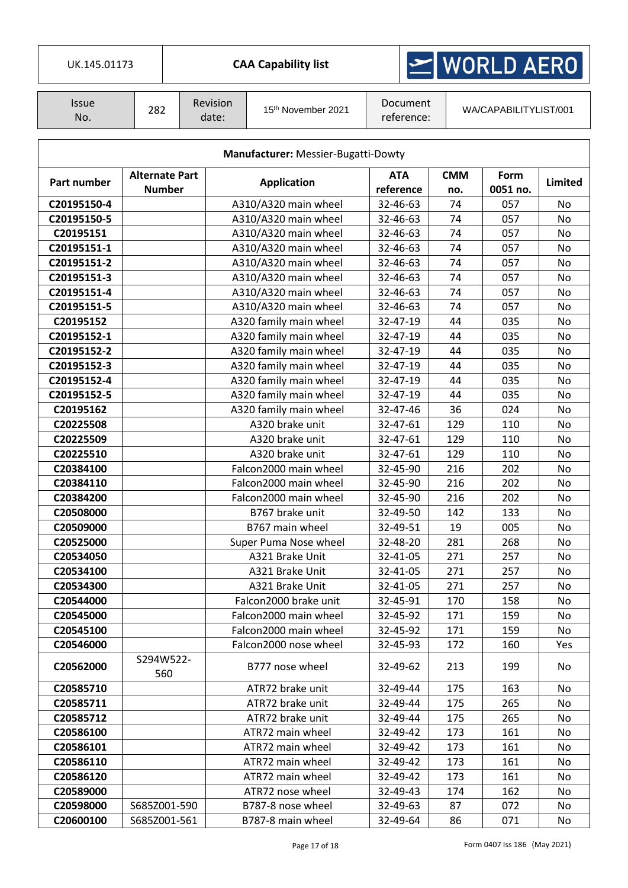| UK.145.01173 | **CAA Capability list** | WORLD AERO |
|---|---|---|

| Issue No. | 282 | Revision date: | 15th November 2021 | Document reference: | WA/CAPABILITYLIST/001 |
|---|---|---|---|---|---|

**Manufacturer:** Messier-Bugatti-Dowty

| Part number | Alternate Part Number | Application | ATA reference | CMM no. | Form 0051 no. | Limited |
|---|---|---|---|---|---|---|
| **C20195150-4** | | A310/A320 main wheel | 32-46-63 | 74 | 057 | No |
| **C20195150-5** | | A310/A320 main wheel | 32-46-63 | 74 | 057 | No |
| **C20195151** | | A310/A320 main wheel | 32-46-63 | 74 | 057 | No |
| **C20195151-1** | | A310/A320 main wheel | 32-46-63 | 74 | 057 | No |
| **C20195151-2** | | A310/A320 main wheel | 32-46-63 | 74 | 057 | No |
| **C20195151-3** | | A310/A320 main wheel | 32-46-63 | 74 | 057 | No |
| **C20195151-4** | | A310/A320 main wheel | 32-46-63 | 74 | 057 | No |
| **C20195151-5** | | A310/A320 main wheel | 32-46-63 | 74 | 057 | No |
| **C20195152** | | A320 family main wheel | 32-47-19 | 44 | 035 | No |
| **C20195152-1** | | A320 family main wheel | 32-47-19 | 44 | 035 | No |
| **C20195152-2** | | A320 family main wheel | 32-47-19 | 44 | 035 | No |
| **C20195152-3** | | A320 family main wheel | 32-47-19 | 44 | 035 | No |
| **C20195152-4** | | A320 family main wheel | 32-47-19 | 44 | 035 | No |
| **C20195152-5** | | A320 family main wheel | 32-47-19 | 44 | 035 | No |
| **C20195162** | | A320 family main wheel | 32-47-46 | 36 | 024 | No |
| **C20225508** | | A320 brake unit | 32-47-61 | 129 | 110 | No |
| **C20225509** | | A320 brake unit | 32-47-61 | 129 | 110 | No |
| **C20225510** | | A320 brake unit | 32-47-61 | 129 | 110 | No |
| **C20384100** | | Falcon2000 main wheel | 32-45-90 | 216 | 202 | No |
| **C20384110** | | Falcon2000 main wheel | 32-45-90 | 216 | 202 | No |
| **C20384200** | | Falcon2000 main wheel | 32-45-90 | 216 | 202 | No |
| **C20508000** | | B767 brake unit | 32-49-50 | 142 | 133 | No |
| **C20509000** | | B767 main wheel | 32-49-51 | 19 | 005 | No |
| **C20525000** | | Super Puma Nose wheel | 32-48-20 | 281 | 268 | No |
| **C20534050** | | A321 Brake Unit | 32-41-05 | 271 | 257 | No |
| **C20534100** | | A321 Brake Unit | 32-41-05 | 271 | 257 | No |
| **C20534300** | | A321 Brake Unit | 32-41-05 | 271 | 257 | No |
| **C20544000** | | Falcon2000 brake unit | 32-45-91 | 170 | 158 | No |
| **C20545000** | | Falcon2000 main wheel | 32-45-92 | 171 | 159 | No |
| **C20545100** | | Falcon2000 main wheel | 32-45-92 | 171 | 159 | No |
| **C20546000** | | Falcon2000 nose wheel | 32-45-93 | 172 | 160 | Yes |
| **C20562000** | S294W522-560 | B777 nose wheel | 32-49-62 | 213 | 199 | No |
| **C20585710** | | ATR72 brake unit | 32-49-44 | 175 | 163 | No |
| **C20585711** | | ATR72 brake unit | 32-49-44 | 175 | 265 | No |
| **C20585712** | | ATR72 brake unit | 32-49-44 | 175 | 265 | No |
| **C20586100** | | ATR72 main wheel | 32-49-42 | 173 | 161 | No |
| **C20586101** | | ATR72 main wheel | 32-49-42 | 173 | 161 | No |
| **C20586110** | | ATR72 main wheel | 32-49-42 | 173 | 161 | No |
| **C20586120** | | ATR72 main wheel | 32-49-42 | 173 | 161 | No |
| **C20589000** | | ATR72 nose wheel | 32-49-43 | 174 | 162 | No |
| **C20598000** | S685Z001-590 | B787-8 nose wheel | 32-49-63 | 87 | 072 | No |
| **C20600100** | S685Z001-561 | B787-8 main wheel | 32-49-64 | 86 | 071 | No |

Form 0407 Iss 186 (May 2021)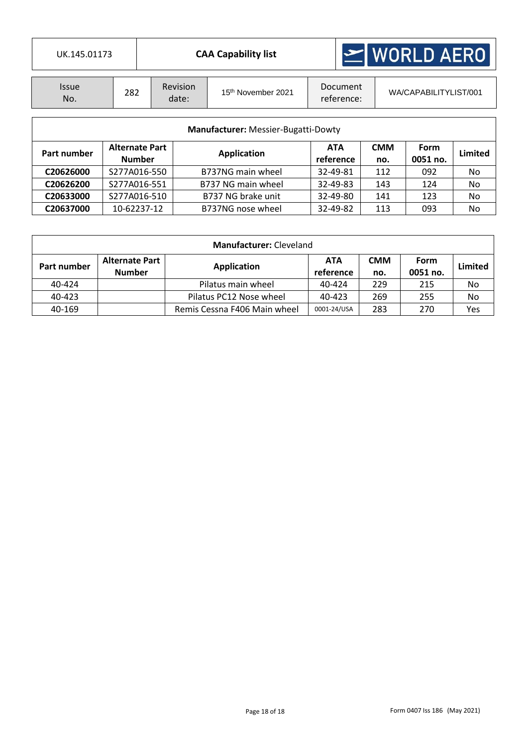| Manufacturer: Messier-Bugatti-Dowty | | | | | | |
|---|---|---|---|---|---|---|
| **Part number** | **Alternate Part Number** | **Application** | **ATA reference** | **CMM no.** | **Form 0051 no.** | **Limited** |
| **C20626000** | S277A016-550 | B737NG main wheel | 32-49-81 | 112 | 092 | No |
| **C20626200** | S277A016-551 | B737 NG main wheel | 32-49-83 | 143 | 124 | No |
| **C20633000** | S277A016-510 | B737 NG brake unit | 32-49-80 | 141 | 123 | No |
| **C20637000** | 10-62237-12 | B737NG nose wheel | 32-49-82 | 113 | 093 | No |

| Manufacturer: Cleveland | | | | | | |
|---|---|---|---|---|---|---|
| **Part number** | **Alternate Part Number** | **Application** | **ATA reference** | **CMM no.** | **Form 0051 no.** | **Limited** |
| 40-424 | | Pilatus main wheel | 40-424 | 229 | 215 | No |
| 40-423 | | Pilatus PC12 Nose wheel | 40-423 | 269 | 255 | No |
| 40-169 | | Remis Cessna F406 Main wheel | 0001-24/USA | 283 | 270 | Yes |